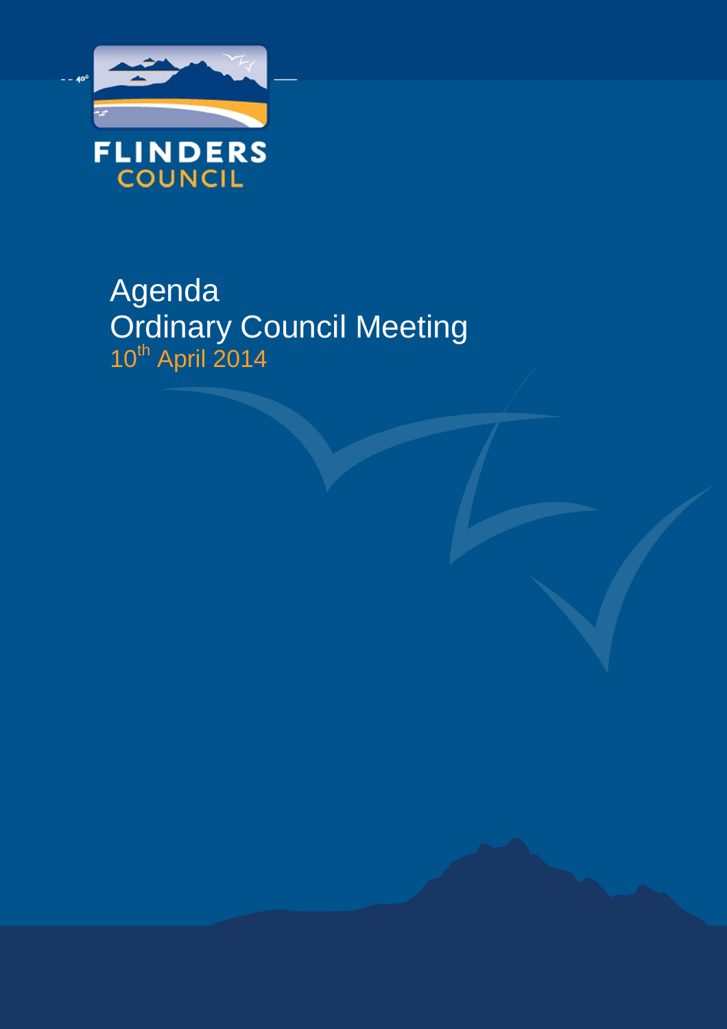FLINDERS COUNCIL

# Agenda
# Ordinary Council Meeting

10th April 2014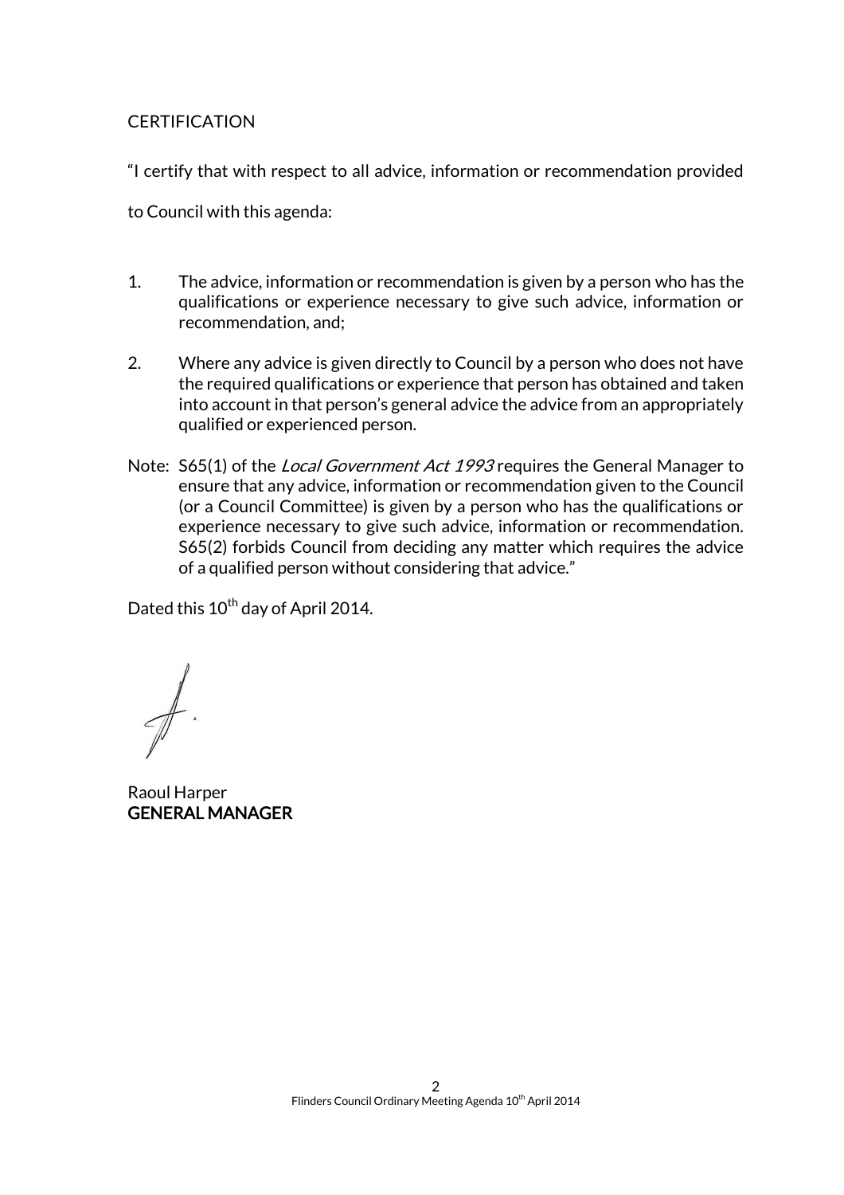CERTIFICATION

"I certify that with respect to all advice, information or recommendation provided to Council with this agenda:

1. The advice, information or recommendation is given by a person who has the qualifications or experience necessary to give such advice, information or recommendation, and;

2. Where any advice is given directly to Council by a person who does not have the required qualifications or experience that person has obtained and taken into account in that person's general advice the advice from an appropriately qualified or experienced person.

Note: S65(1) of the *Local Government Act 1993* requires the General Manager to ensure that any advice, information or recommendation given to the Council (or a Council Committee) is given by a person who has the qualifications or experience necessary to give such advice, information or recommendation. S65(2) forbids Council from deciding any matter which requires the advice of a qualified person without considering that advice."

Dated this 10th day of April 2014.

Raoul Harper
**GENERAL MANAGER**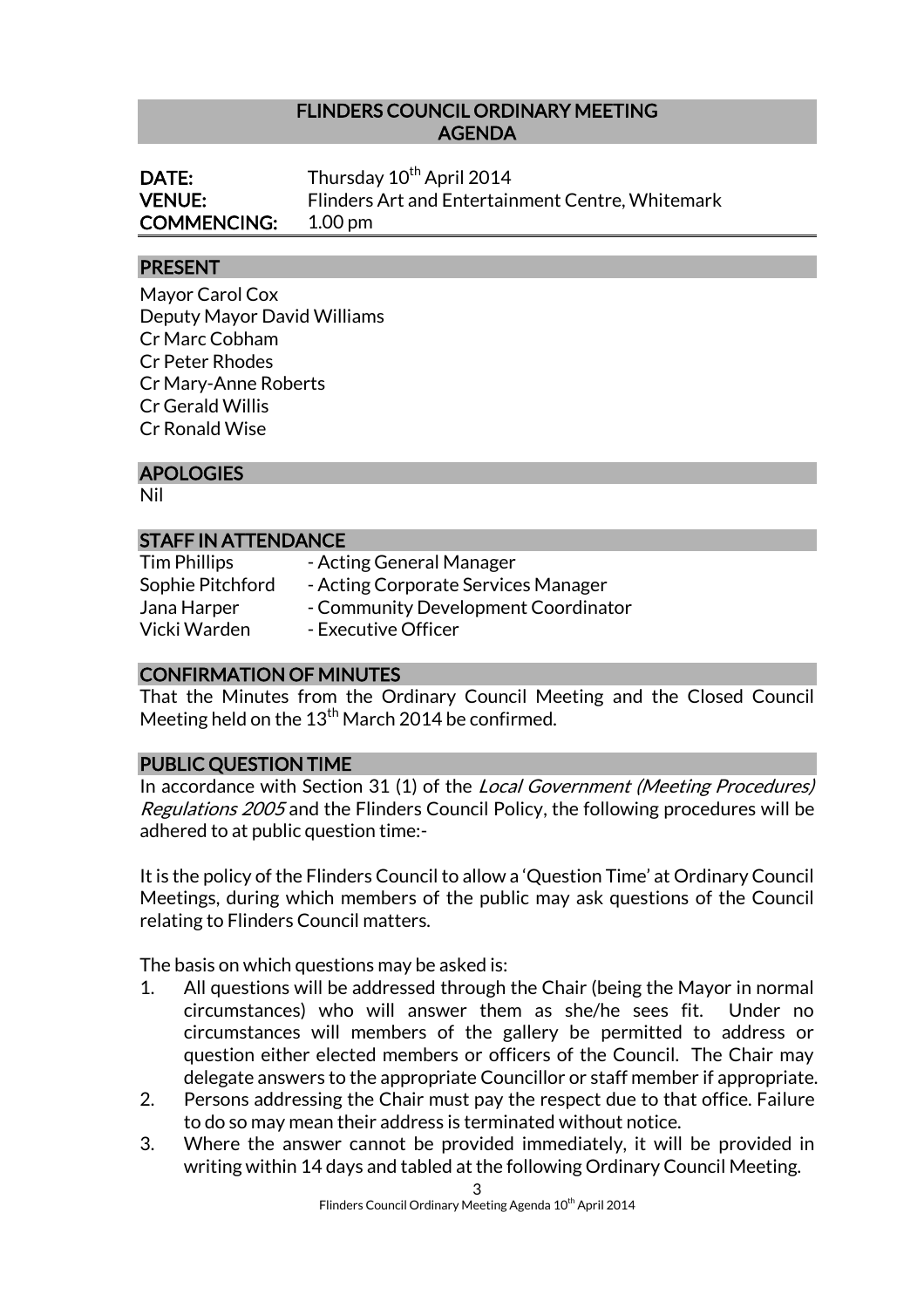# FLINDERS COUNCIL ORDINARY MEETING AGENDA

**DATE:** Thursday 10th April 2014
**VENUE:** Flinders Art and Entertainment Centre, Whitemark
**COMMENCING:** 1.00 pm

## PRESENT

Mayor Carol Cox
Deputy Mayor David Williams
Cr Marc Cobham
Cr Peter Rhodes
Cr Mary-Anne Roberts
Cr Gerald Willis
Cr Ronald Wise

## APOLOGIES

Nil

## STAFF IN ATTENDANCE

| | |
|---|---|
| Tim Phillips | - Acting General Manager |
| Sophie Pitchford | - Acting Corporate Services Manager |
| Jana Harper | - Community Development Coordinator |
| Vicki Warden | - Executive Officer |

## CONFIRMATION OF MINUTES

That the Minutes from the Ordinary Council Meeting and the Closed Council Meeting held on the 13th March 2014 be confirmed.

## PUBLIC QUESTION TIME

In accordance with Section 31 (1) of the *Local Government (Meeting Procedures) Regulations 2005* and the Flinders Council Policy, the following procedures will be adhered to at public question time:-

It is the policy of the Flinders Council to allow a 'Question Time' at Ordinary Council Meetings, during which members of the public may ask questions of the Council relating to Flinders Council matters.

The basis on which questions may be asked is:

1. All questions will be addressed through the Chair (being the Mayor in normal circumstances) who will answer them as she/he sees fit. Under no circumstances will members of the gallery be permitted to address or question either elected members or officers of the Council. The Chair may delegate answers to the appropriate Councillor or staff member if appropriate.
2. Persons addressing the Chair must pay the respect due to that office. Failure to do so may mean their address is terminated without notice.
3. Where the answer cannot be provided immediately, it will be provided in writing within 14 days and tabled at the following Ordinary Council Meeting.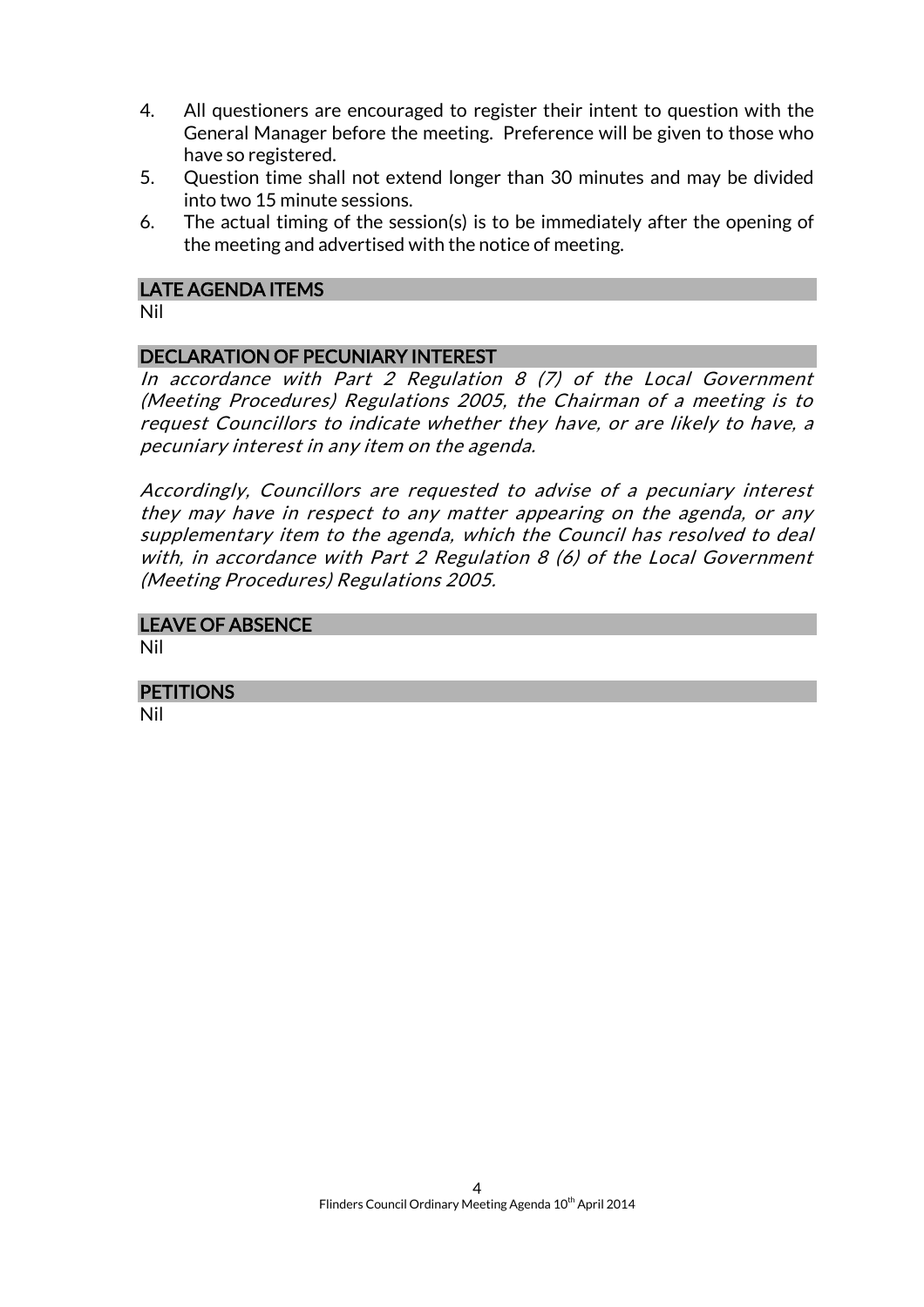4. All questioners are encouraged to register their intent to question with the General Manager before the meeting. Preference will be given to those who have so registered.
5. Question time shall not extend longer than 30 minutes and may be divided into two 15 minute sessions.
6. The actual timing of the session(s) is to be immediately after the opening of the meeting and advertised with the notice of meeting.

## LATE AGENDA ITEMS

Nil

## DECLARATION OF PECUNIARY INTEREST

*In accordance with Part 2 Regulation 8 (7) of the Local Government (Meeting Procedures) Regulations 2005, the Chairman of a meeting is to request Councillors to indicate whether they have, or are likely to have, a pecuniary interest in any item on the agenda.*

*Accordingly, Councillors are requested to advise of a pecuniary interest they may have in respect to any matter appearing on the agenda, or any supplementary item to the agenda, which the Council has resolved to deal with, in accordance with Part 2 Regulation 8 (6) of the Local Government (Meeting Procedures) Regulations 2005.*

## LEAVE OF ABSENCE

Nil

## PETITIONS

Nil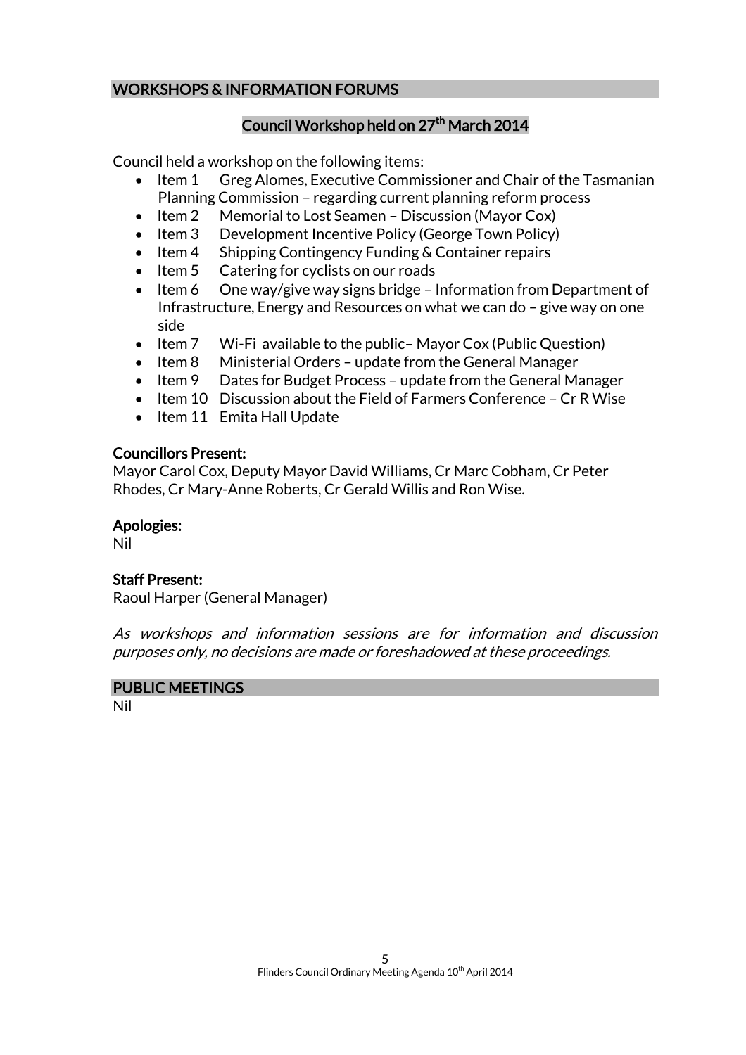## WORKSHOPS & INFORMATION FORUMS

### Council Workshop held on 27th March 2014

Council held a workshop on the following items:

- Item 1 Greg Alomes, Executive Commissioner and Chair of the Tasmanian Planning Commission – regarding current planning reform process
- Item 2 Memorial to Lost Seamen – Discussion (Mayor Cox)
- Item 3 Development Incentive Policy (George Town Policy)
- Item 4 Shipping Contingency Funding & Container repairs
- Item 5 Catering for cyclists on our roads
- Item 6 One way/give way signs bridge – Information from Department of Infrastructure, Energy and Resources on what we can do – give way on one side
- Item 7 Wi-Fi available to the public– Mayor Cox (Public Question)
- Item 8 Ministerial Orders – update from the General Manager
- Item 9 Dates for Budget Process – update from the General Manager
- Item 10 Discussion about the Field of Farmers Conference – Cr R Wise
- Item 11 Emita Hall Update

**Councillors Present:**
Mayor Carol Cox, Deputy Mayor David Williams, Cr Marc Cobham, Cr Peter Rhodes, Cr Mary-Anne Roberts, Cr Gerald Willis and Ron Wise.

**Apologies:**
Nil

**Staff Present:**
Raoul Harper (General Manager)

*As workshops and information sessions are for information and discussion purposes only, no decisions are made or foreshadowed at these proceedings.*

## PUBLIC MEETINGS

Nil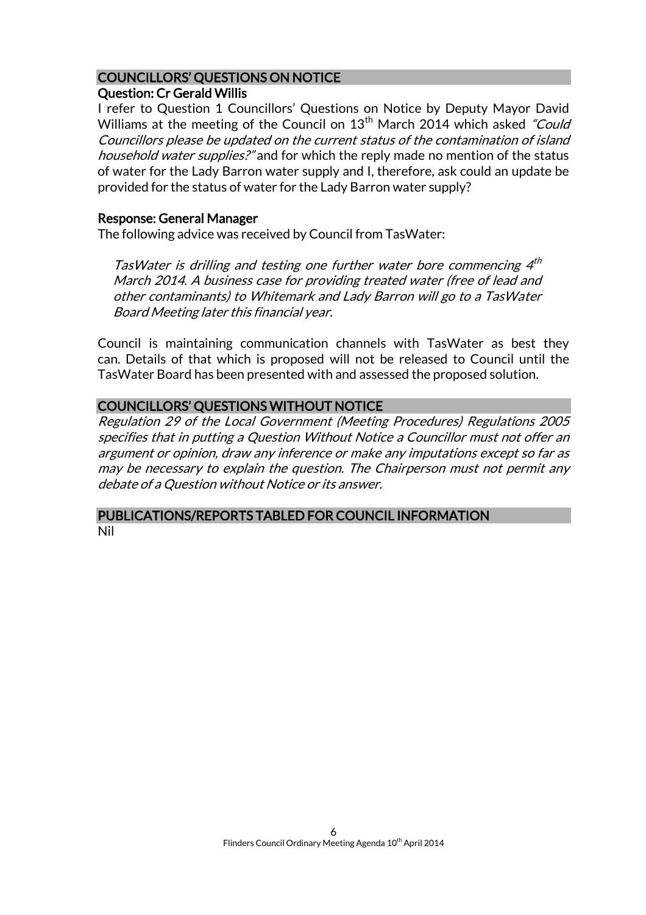## COUNCILLORS' QUESTIONS ON NOTICE

### Question: Cr Gerald Willis

I refer to Question 1 Councillors' Questions on Notice by Deputy Mayor David Williams at the meeting of the Council on 13th March 2014 which asked *"Could Councillors please be updated on the current status of the contamination of island household water supplies?"* and for which the reply made no mention of the status of water for the Lady Barron water supply and I, therefore, ask could an update be provided for the status of water for the Lady Barron water supply?

### Response: General Manager

The following advice was received by Council from TasWater:

> *TasWater is drilling and testing one further water bore commencing 4th March 2014. A business case for providing treated water (free of lead and other contaminants) to Whitemark and Lady Barron will go to a TasWater Board Meeting later this financial year.*

Council is maintaining communication channels with TasWater as best they can. Details of that which is proposed will not be released to Council until the TasWater Board has been presented with and assessed the proposed solution.

## COUNCILLORS' QUESTIONS WITHOUT NOTICE

*Regulation 29 of the Local Government (Meeting Procedures) Regulations 2005 specifies that in putting a Question Without Notice a Councillor must not offer an argument or opinion, draw any inference or make any imputations except so far as may be necessary to explain the question. The Chairperson must not permit any debate of a Question without Notice or its answer.*

## PUBLICATIONS/REPORTS TABLED FOR COUNCIL INFORMATION

Nil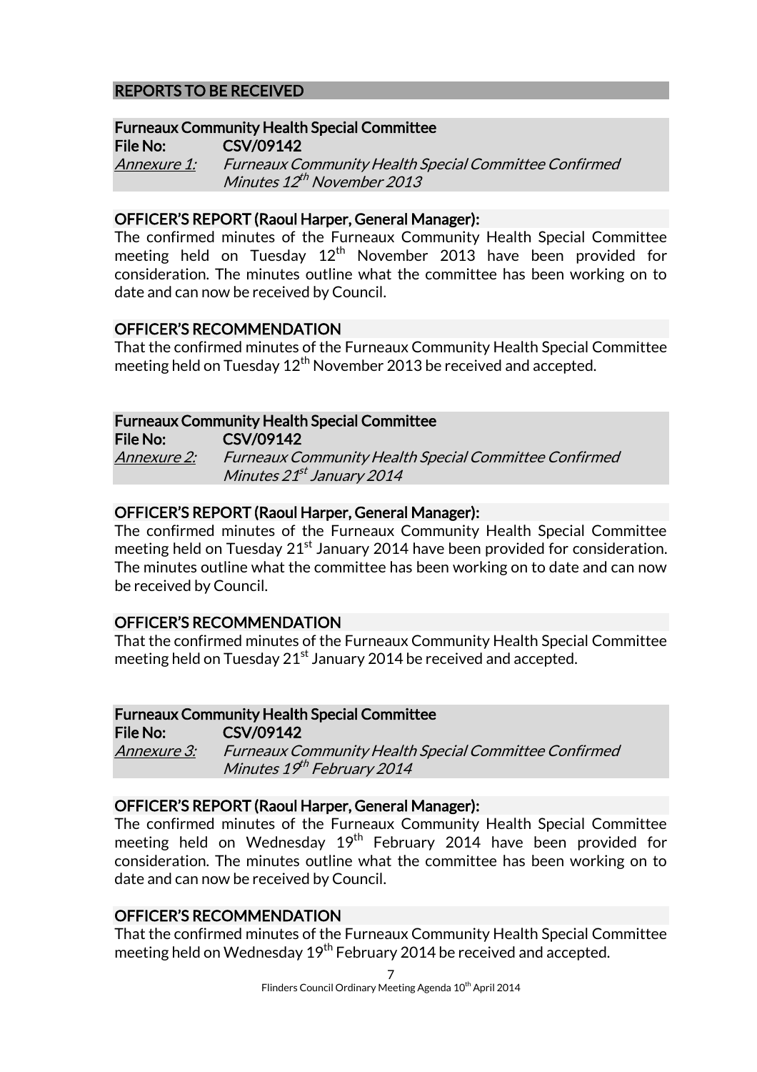## REPORTS TO BE RECEIVED

### Furneaux Community Health Special Committee

**File No:** CSV/09142

*Annexure 1:* *Furneaux Community Health Special Committee Confirmed Minutes 12th November 2013*

#### OFFICER'S REPORT (Raoul Harper, General Manager):

The confirmed minutes of the Furneaux Community Health Special Committee meeting held on Tuesday 12th November 2013 have been provided for consideration. The minutes outline what the committee has been working on to date and can now be received by Council.

#### OFFICER'S RECOMMENDATION

That the confirmed minutes of the Furneaux Community Health Special Committee meeting held on Tuesday 12th November 2013 be received and accepted.

### Furneaux Community Health Special Committee

**File No:** CSV/09142

*Annexure 2:* *Furneaux Community Health Special Committee Confirmed Minutes 21st January 2014*

#### OFFICER'S REPORT (Raoul Harper, General Manager):

The confirmed minutes of the Furneaux Community Health Special Committee meeting held on Tuesday 21st January 2014 have been provided for consideration. The minutes outline what the committee has been working on to date and can now be received by Council.

#### OFFICER'S RECOMMENDATION

That the confirmed minutes of the Furneaux Community Health Special Committee meeting held on Tuesday 21st January 2014 be received and accepted.

### Furneaux Community Health Special Committee

**File No:** CSV/09142

*Annexure 3:* *Furneaux Community Health Special Committee Confirmed Minutes 19th February 2014*

#### OFFICER'S REPORT (Raoul Harper, General Manager):

The confirmed minutes of the Furneaux Community Health Special Committee meeting held on Wednesday 19th February 2014 have been provided for consideration. The minutes outline what the committee has been working on to date and can now be received by Council.

#### OFFICER'S RECOMMENDATION

That the confirmed minutes of the Furneaux Community Health Special Committee meeting held on Wednesday 19th February 2014 be received and accepted.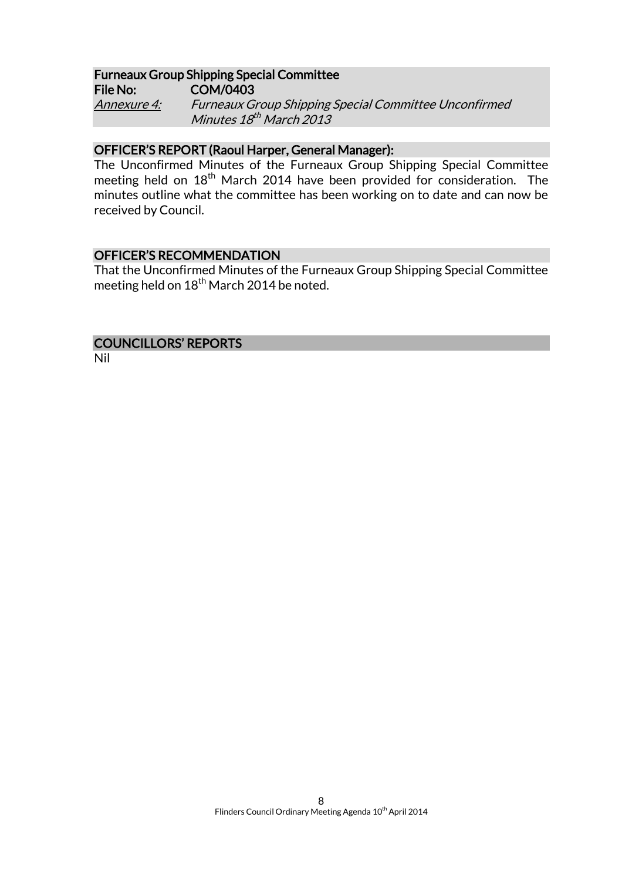**Furneaux Group Shipping Special Committee**
**File No:** **COM/0403**
*Annexure 4:* *Furneaux Group Shipping Special Committee Unconfirmed Minutes 18th March 2013*

## OFFICER'S REPORT (Raoul Harper, General Manager):

The Unconfirmed Minutes of the Furneaux Group Shipping Special Committee meeting held on 18th March 2014 have been provided for consideration. The minutes outline what the committee has been working on to date and can now be received by Council.

## OFFICER'S RECOMMENDATION

That the Unconfirmed Minutes of the Furneaux Group Shipping Special Committee meeting held on 18th March 2014 be noted.

## COUNCILLORS' REPORTS

Nil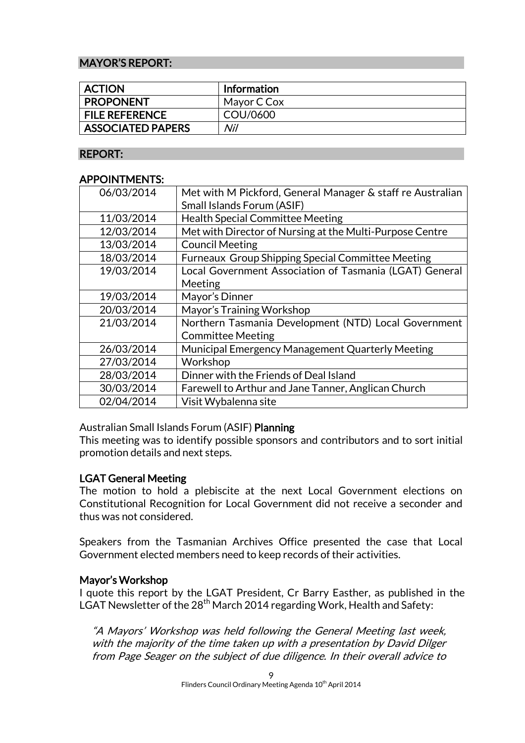## MAYOR'S REPORT:

| ACTION | Information |
|---|---|
| PROPONENT | Mayor C Cox |
| FILE REFERENCE | COU/0600 |
| ASSOCIATED PAPERS | *Nil* |

## REPORT:

### APPOINTMENTS:

| | |
|---|---|
| 06/03/2014 | Met with M Pickford, General Manager & staff re Australian Small Islands Forum (ASIF) |
| 11/03/2014 | Health Special Committee Meeting |
| 12/03/2014 | Met with Director of Nursing at the Multi-Purpose Centre |
| 13/03/2014 | Council Meeting |
| 18/03/2014 | Furneaux Group Shipping Special Committee Meeting |
| 19/03/2014 | Local Government Association of Tasmania (LGAT) General Meeting |
| 19/03/2014 | Mayor's Dinner |
| 20/03/2014 | Mayor's Training Workshop |
| 21/03/2014 | Northern Tasmania Development (NTD) Local Government Committee Meeting |
| 26/03/2014 | Municipal Emergency Management Quarterly Meeting |
| 27/03/2014 | Workshop |
| 28/03/2014 | Dinner with the Friends of Deal Island |
| 30/03/2014 | Farewell to Arthur and Jane Tanner, Anglican Church |
| 02/04/2014 | Visit Wybalenna site |

Australian Small Islands Forum (ASIF) **Planning**
This meeting was to identify possible sponsors and contributors and to sort initial promotion details and next steps.

**LGAT General Meeting**
The motion to hold a plebiscite at the next Local Government elections on Constitutional Recognition for Local Government did not receive a seconder and thus was not considered.

Speakers from the Tasmanian Archives Office presented the case that Local Government elected members need to keep records of their activities.

**Mayor's Workshop**
I quote this report by the LGAT President, Cr Barry Easther, as published in the LGAT Newsletter of the 28th March 2014 regarding Work, Health and Safety:

*"A Mayors' Workshop was held following the General Meeting last week, with the majority of the time taken up with a presentation by David Dilger from Page Seager on the subject of due diligence. In their overall advice to*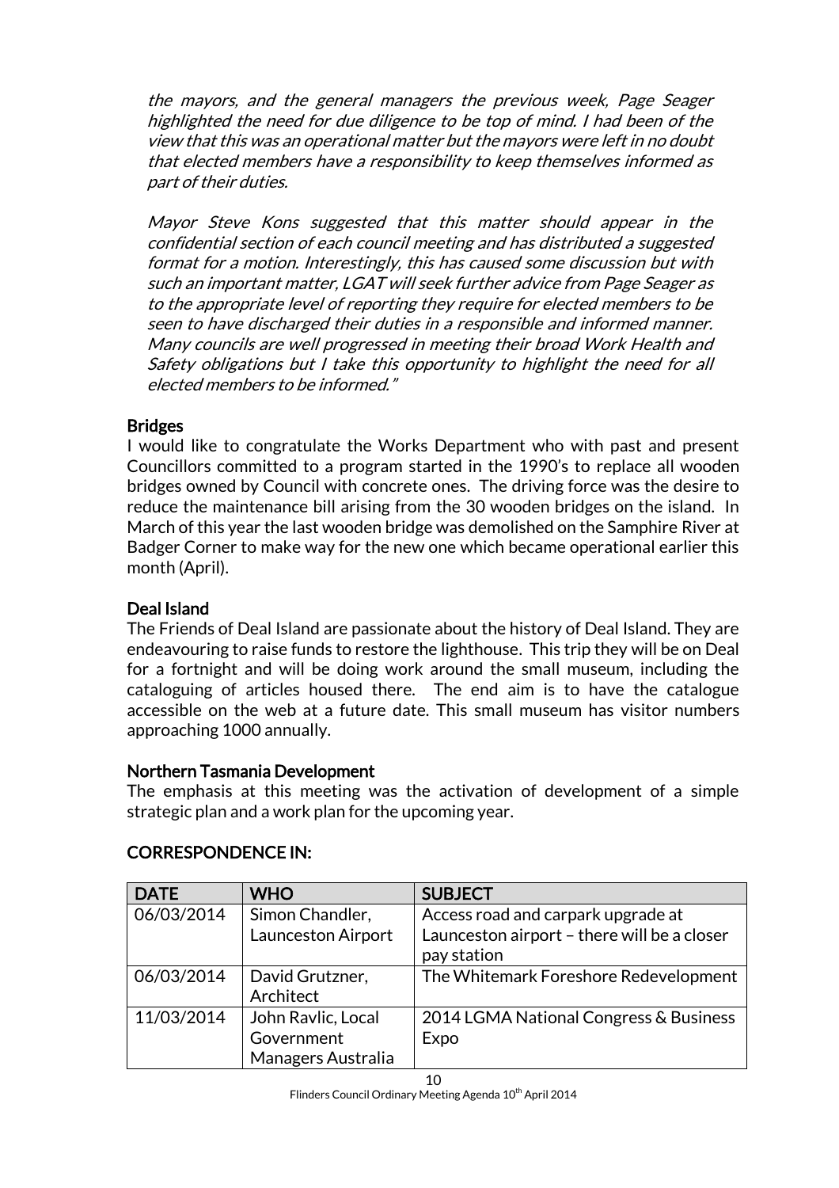*the mayors, and the general managers the previous week, Page Seager highlighted the need for due diligence to be top of mind. I had been of the view that this was an operational matter but the mayors were left in no doubt that elected members have a responsibility to keep themselves informed as part of their duties.*

*Mayor Steve Kons suggested that this matter should appear in the confidential section of each council meeting and has distributed a suggested format for a motion. Interestingly, this has caused some discussion but with such an important matter, LGAT will seek further advice from Page Seager as to the appropriate level of reporting they require for elected members to be seen to have discharged their duties in a responsible and informed manner. Many councils are well progressed in meeting their broad Work Health and Safety obligations but I take this opportunity to highlight the need for all elected members to be informed."*

### Bridges

I would like to congratulate the Works Department who with past and present Councillors committed to a program started in the 1990's to replace all wooden bridges owned by Council with concrete ones. The driving force was the desire to reduce the maintenance bill arising from the 30 wooden bridges on the island. In March of this year the last wooden bridge was demolished on the Samphire River at Badger Corner to make way for the new one which became operational earlier this month (April).

### Deal Island

The Friends of Deal Island are passionate about the history of Deal Island. They are endeavouring to raise funds to restore the lighthouse. This trip they will be on Deal for a fortnight and will be doing work around the small museum, including the cataloguing of articles housed there. The end aim is to have the catalogue accessible on the web at a future date. This small museum has visitor numbers approaching 1000 annually.

### Northern Tasmania Development

The emphasis at this meeting was the activation of development of a simple strategic plan and a work plan for the upcoming year.

## CORRESPONDENCE IN:

| DATE | WHO | SUBJECT |
|---|---|---|
| 06/03/2014 | Simon Chandler, Launceston Airport | Access road and carpark upgrade at Launceston airport – there will be a closer pay station |
| 06/03/2014 | David Grutzner, Architect | The Whitemark Foreshore Redevelopment |
| 11/03/2014 | John Ravlic, Local Government Managers Australia | 2014 LGMA National Congress & Business Expo |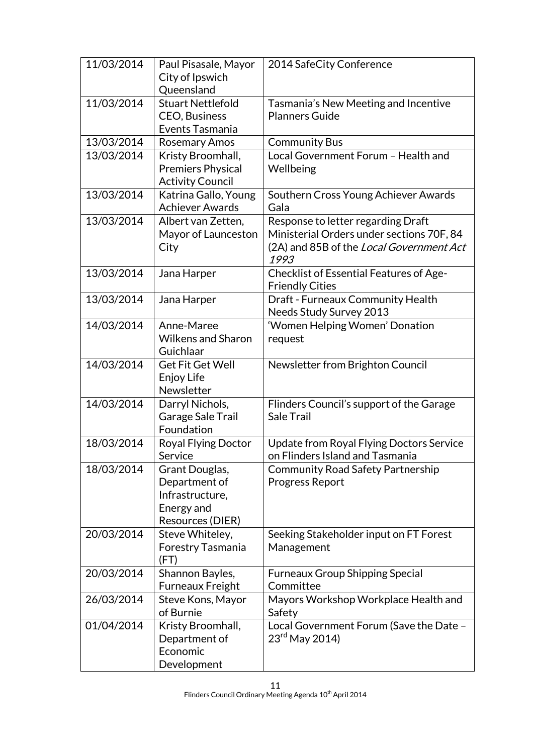| | | |
|---|---|---|
| 11/03/2014 | Paul Pisasale, Mayor City of Ipswich Queensland | 2014 SafeCity Conference |
| 11/03/2014 | Stuart Nettlefold CEO, Business Events Tasmania | Tasmania's New Meeting and Incentive Planners Guide |
| 13/03/2014 | Rosemary Amos | Community Bus |
| 13/03/2014 | Kristy Broomhall, Premiers Physical Activity Council | Local Government Forum – Health and Wellbeing |
| 13/03/2014 | Katrina Gallo, Young Achiever Awards | Southern Cross Young Achiever Awards Gala |
| 13/03/2014 | Albert van Zetten, Mayor of Launceston City | Response to letter regarding Draft Ministerial Orders under sections 70F, 84 (2A) and 85B of the *Local Government Act 1993* |
| 13/03/2014 | Jana Harper | Checklist of Essential Features of Age-Friendly Cities |
| 13/03/2014 | Jana Harper | Draft - Furneaux Community Health Needs Study Survey 2013 |
| 14/03/2014 | Anne-Maree Wilkens and Sharon Guichlaar | 'Women Helping Women' Donation request |
| 14/03/2014 | Get Fit Get Well Enjoy Life Newsletter | Newsletter from Brighton Council |
| 14/03/2014 | Darryl Nichols, Garage Sale Trail Foundation | Flinders Council's support of the Garage Sale Trail |
| 18/03/2014 | Royal Flying Doctor Service | Update from Royal Flying Doctors Service on Flinders Island and Tasmania |
| 18/03/2014 | Grant Douglas, Department of Infrastructure, Energy and Resources (DIER) | Community Road Safety Partnership Progress Report |
| 20/03/2014 | Steve Whiteley, Forestry Tasmania (FT) | Seeking Stakeholder input on FT Forest Management |
| 20/03/2014 | Shannon Bayles, Furneaux Freight | Furneaux Group Shipping Special Committee |
| 26/03/2014 | Steve Kons, Mayor of Burnie | Mayors Workshop Workplace Health and Safety |
| 01/04/2014 | Kristy Broomhall, Department of Economic Development | Local Government Forum (Save the Date – 23rd May 2014) |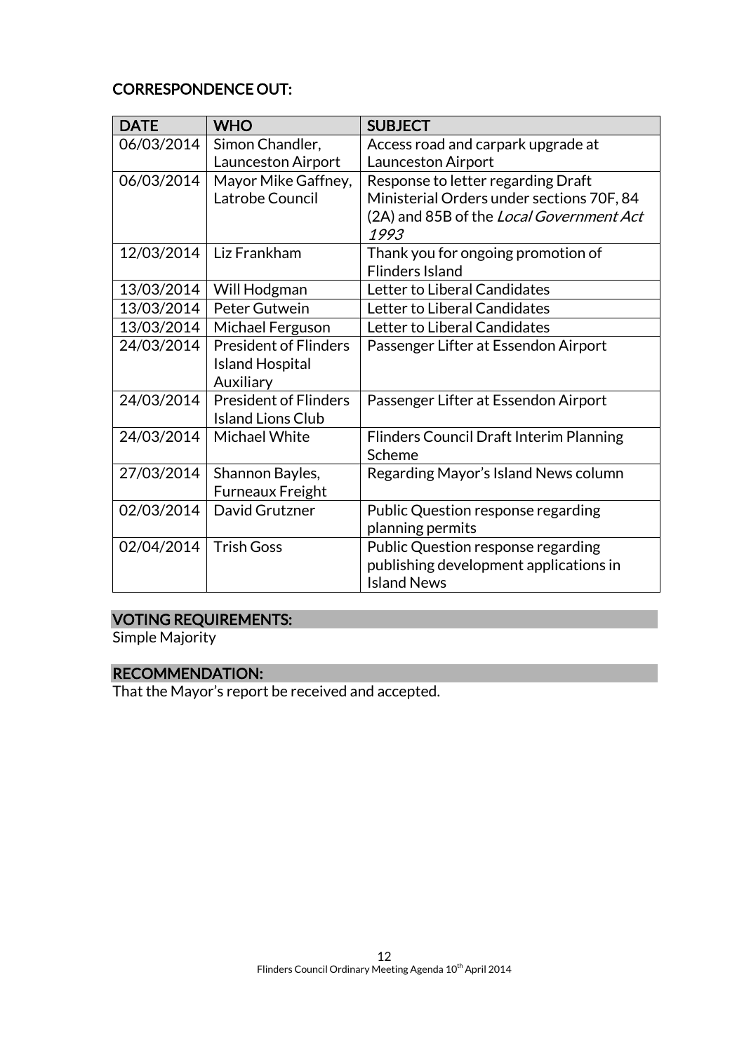## CORRESPONDENCE OUT:

| DATE | WHO | SUBJECT |
|---|---|---|
| 06/03/2014 | Simon Chandler, Launceston Airport | Access road and carpark upgrade at Launceston Airport |
| 06/03/2014 | Mayor Mike Gaffney, Latrobe Council | Response to letter regarding Draft Ministerial Orders under sections 70F, 84 (2A) and 85B of the *Local Government Act 1993* |
| 12/03/2014 | Liz Frankham | Thank you for ongoing promotion of Flinders Island |
| 13/03/2014 | Will Hodgman | Letter to Liberal Candidates |
| 13/03/2014 | Peter Gutwein | Letter to Liberal Candidates |
| 13/03/2014 | Michael Ferguson | Letter to Liberal Candidates |
| 24/03/2014 | President of Flinders Island Hospital Auxiliary | Passenger Lifter at Essendon Airport |
| 24/03/2014 | President of Flinders Island Lions Club | Passenger Lifter at Essendon Airport |
| 24/03/2014 | Michael White | Flinders Council Draft Interim Planning Scheme |
| 27/03/2014 | Shannon Bayles, Furneaux Freight | Regarding Mayor's Island News column |
| 02/03/2014 | David Grutzner | Public Question response regarding planning permits |
| 02/04/2014 | Trish Goss | Public Question response regarding publishing development applications in Island News |

## VOTING REQUIREMENTS:

Simple Majority

## RECOMMENDATION:

That the Mayor's report be received and accepted.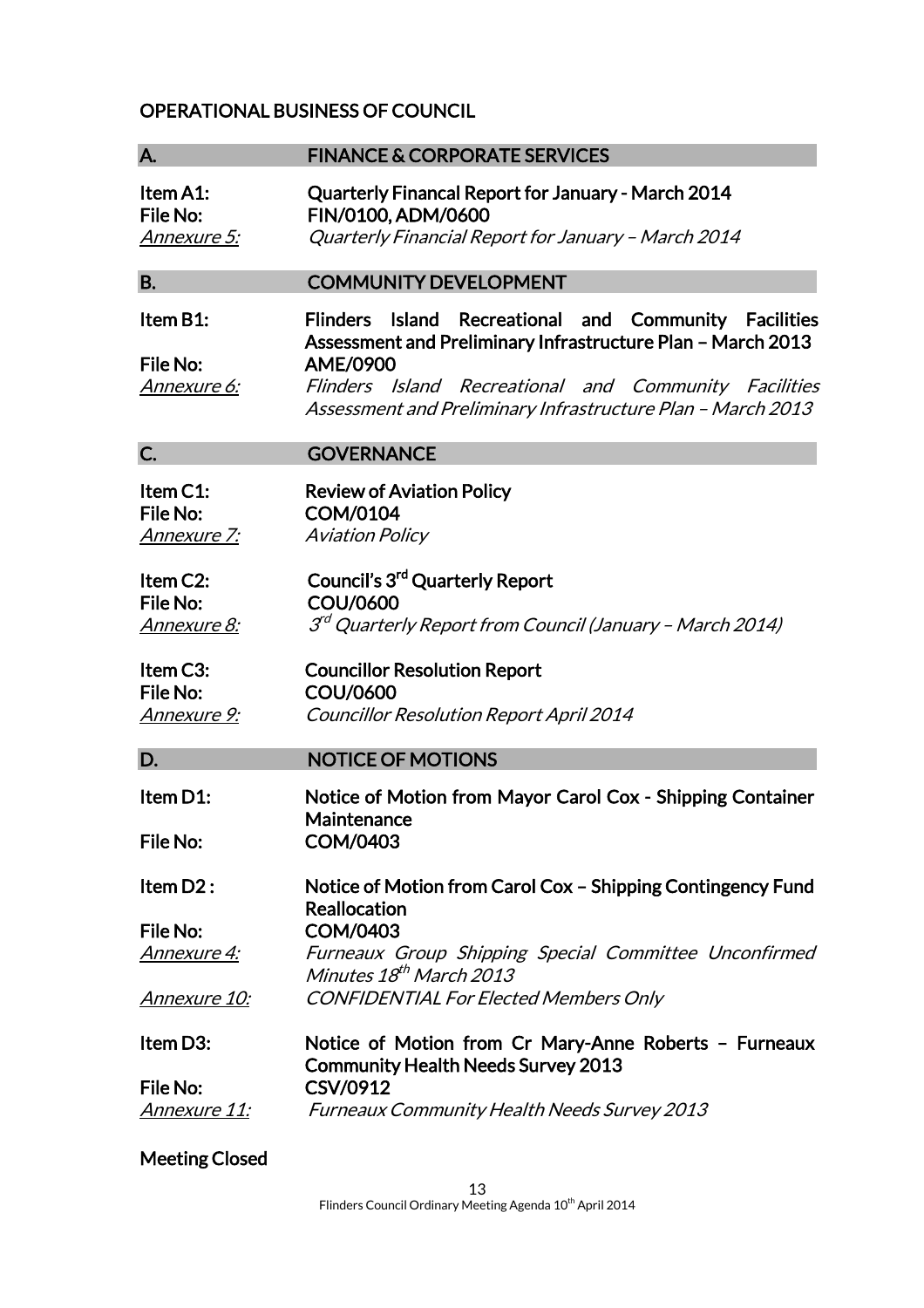## OPERATIONAL BUSINESS OF COUNCIL

### A. FINANCE & CORPORATE SERVICES

**Item A1:** **Quarterly Financal Report for January - March 2014**
**File No:** **FIN/0100, ADM/0600**
*Annexure 5:* *Quarterly Financial Report for January – March 2014*

### B. COMMUNITY DEVELOPMENT

**Item B1:** **Flinders Island Recreational and Community Facilities Assessment and Preliminary Infrastructure Plan – March 2013**
**File No:** **AME/0900**
*Annexure 6:* *Flinders Island Recreational and Community Facilities Assessment and Preliminary Infrastructure Plan – March 2013*

### C. GOVERNANCE

**Item C1:** **Review of Aviation Policy**
**File No:** **COM/0104**
*Annexure 7:* *Aviation Policy*

**Item C2:** **Council's 3rd Quarterly Report**
**File No:** **COU/0600**
*Annexure 8:* *3rd Quarterly Report from Council (January – March 2014)*

**Item C3:** **Councillor Resolution Report**
**File No:** **COU/0600**
*Annexure 9:* *Councillor Resolution Report April 2014*

### D. NOTICE OF MOTIONS

**Item D1:** **Notice of Motion from Mayor Carol Cox - Shipping Container Maintenance**
**File No:** **COM/0403**

**Item D2 :** **Notice of Motion from Carol Cox – Shipping Contingency Fund Reallocation**
**File No:** **COM/0403**
*Annexure 4:* *Furneaux Group Shipping Special Committee Unconfirmed Minutes 18th March 2013*
*Annexure 10:* *CONFIDENTIAL For Elected Members Only*

**Item D3:** **Notice of Motion from Cr Mary-Anne Roberts – Furneaux Community Health Needs Survey 2013**
**File No:** **CSV/0912**
*Annexure 11:* *Furneaux Community Health Needs Survey 2013*

**Meeting Closed**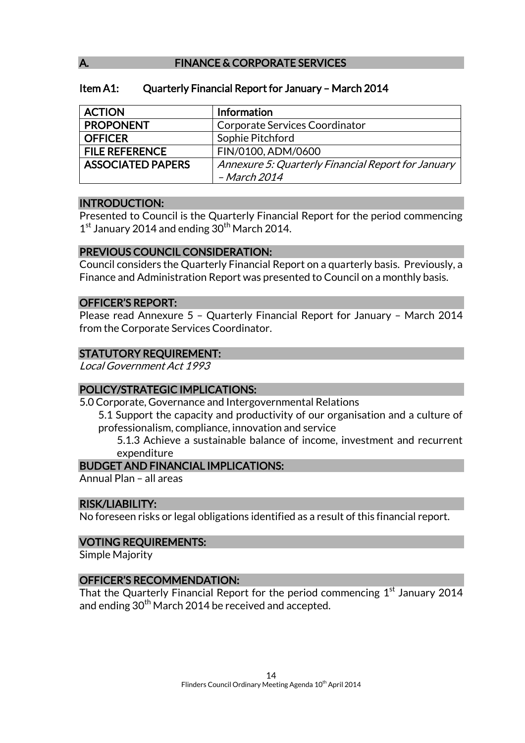## A. FINANCE & CORPORATE SERVICES

### Item A1: Quarterly Financial Report for January – March 2014

| ACTION | Information |
|---|---|
| PROPONENT | Corporate Services Coordinator |
| OFFICER | Sophie Pitchford |
| FILE REFERENCE | FIN/0100, ADM/0600 |
| ASSOCIATED PAPERS | *Annexure 5: Quarterly Financial Report for January – March 2014* |

#### INTRODUCTION:

Presented to Council is the Quarterly Financial Report for the period commencing 1st January 2014 and ending 30th March 2014.

#### PREVIOUS COUNCIL CONSIDERATION:

Council considers the Quarterly Financial Report on a quarterly basis. Previously, a Finance and Administration Report was presented to Council on a monthly basis.

#### OFFICER'S REPORT:

Please read Annexure 5 – Quarterly Financial Report for January – March 2014 from the Corporate Services Coordinator.

#### STATUTORY REQUIREMENT:

*Local Government Act 1993*

#### POLICY/STRATEGIC IMPLICATIONS:

5.0 Corporate, Governance and Intergovernmental Relations

- 5.1 Support the capacity and productivity of our organisation and a culture of professionalism, compliance, innovation and service
  - 5.1.3 Achieve a sustainable balance of income, investment and recurrent expenditure

#### BUDGET AND FINANCIAL IMPLICATIONS:

Annual Plan – all areas

#### RISK/LIABILITY:

No foreseen risks or legal obligations identified as a result of this financial report.

#### VOTING REQUIREMENTS:

Simple Majority

#### OFFICER'S RECOMMENDATION:

That the Quarterly Financial Report for the period commencing 1st January 2014 and ending 30th March 2014 be received and accepted.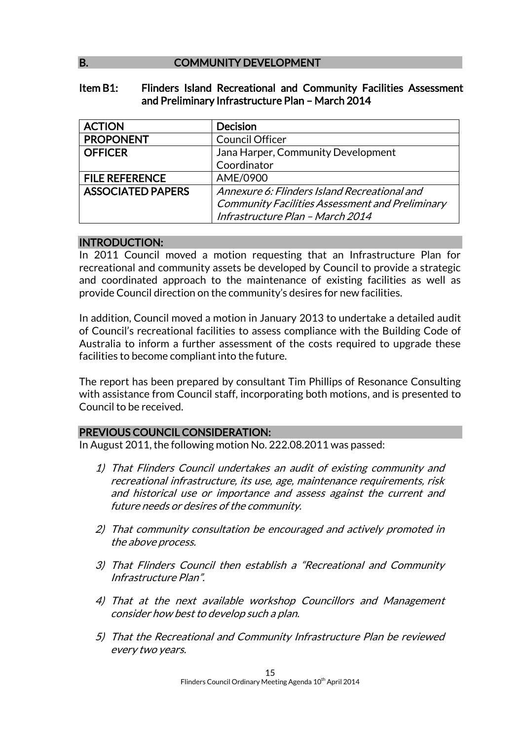## B. COMMUNITY DEVELOPMENT

### Item B1: Flinders Island Recreational and Community Facilities Assessment and Preliminary Infrastructure Plan – March 2014

| ACTION | Decision |
|---|---|
| PROPONENT | Council Officer |
| OFFICER | Jana Harper, Community Development Coordinator |
| FILE REFERENCE | AME/0900 |
| ASSOCIATED PAPERS | *Annexure 6: Flinders Island Recreational and Community Facilities Assessment and Preliminary Infrastructure Plan – March 2014* |

#### INTRODUCTION:

In 2011 Council moved a motion requesting that an Infrastructure Plan for recreational and community assets be developed by Council to provide a strategic and coordinated approach to the maintenance of existing facilities as well as provide Council direction on the community's desires for new facilities.

In addition, Council moved a motion in January 2013 to undertake a detailed audit of Council's recreational facilities to assess compliance with the Building Code of Australia to inform a further assessment of the costs required to upgrade these facilities to become compliant into the future.

The report has been prepared by consultant Tim Phillips of Resonance Consulting with assistance from Council staff, incorporating both motions, and is presented to Council to be received.

#### PREVIOUS COUNCIL CONSIDERATION:

In August 2011, the following motion No. 222.08.2011 was passed:

1) *That Flinders Council undertakes an audit of existing community and recreational infrastructure, its use, age, maintenance requirements, risk and historical use or importance and assess against the current and future needs or desires of the community.*

2) *That community consultation be encouraged and actively promoted in the above process.*

3) *That Flinders Council then establish a "Recreational and Community Infrastructure Plan".*

4) *That at the next available workshop Councillors and Management consider how best to develop such a plan.*

5) *That the Recreational and Community Infrastructure Plan be reviewed every two years.*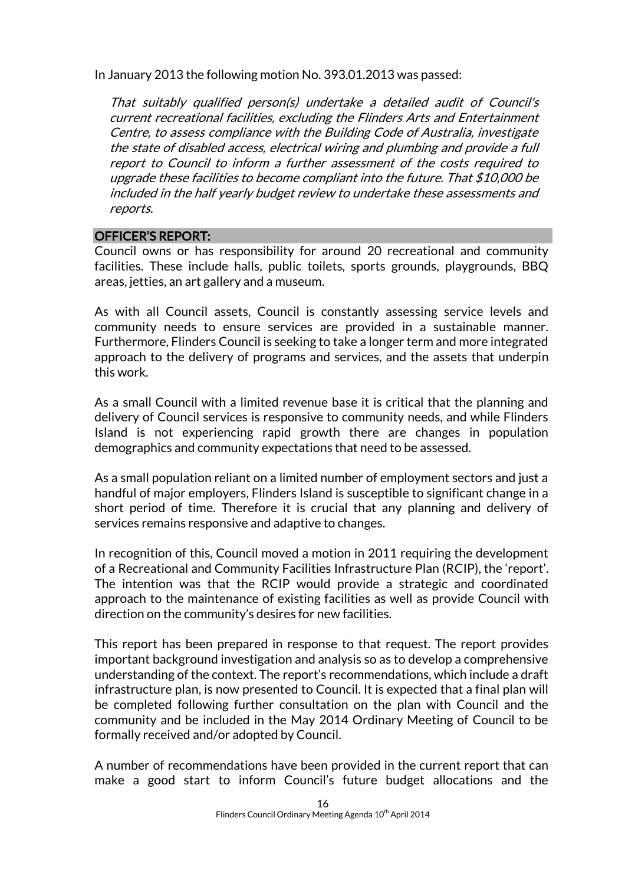In January 2013 the following motion No. 393.01.2013 was passed:

> *That suitably qualified person(s) undertake a detailed audit of Council's current recreational facilities, excluding the Flinders Arts and Entertainment Centre, to assess compliance with the Building Code of Australia, investigate the state of disabled access, electrical wiring and plumbing and provide a full report to Council to inform a further assessment of the costs required to upgrade these facilities to become compliant into the future. That $10,000 be included in the half yearly budget review to undertake these assessments and reports.*

## OFFICER'S REPORT:

Council owns or has responsibility for around 20 recreational and community facilities. These include halls, public toilets, sports grounds, playgrounds, BBQ areas, jetties, an art gallery and a museum.

As with all Council assets, Council is constantly assessing service levels and community needs to ensure services are provided in a sustainable manner. Furthermore, Flinders Council is seeking to take a longer term and more integrated approach to the delivery of programs and services, and the assets that underpin this work.

As a small Council with a limited revenue base it is critical that the planning and delivery of Council services is responsive to community needs, and while Flinders Island is not experiencing rapid growth there are changes in population demographics and community expectations that need to be assessed.

As a small population reliant on a limited number of employment sectors and just a handful of major employers, Flinders Island is susceptible to significant change in a short period of time. Therefore it is crucial that any planning and delivery of services remains responsive and adaptive to changes.

In recognition of this, Council moved a motion in 2011 requiring the development of a Recreational and Community Facilities Infrastructure Plan (RCIP), the 'report'. The intention was that the RCIP would provide a strategic and coordinated approach to the maintenance of existing facilities as well as provide Council with direction on the community's desires for new facilities.

This report has been prepared in response to that request. The report provides important background investigation and analysis so as to develop a comprehensive understanding of the context. The report's recommendations, which include a draft infrastructure plan, is now presented to Council. It is expected that a final plan will be completed following further consultation on the plan with Council and the community and be included in the May 2014 Ordinary Meeting of Council to be formally received and/or adopted by Council.

A number of recommendations have been provided in the current report that can make a good start to inform Council's future budget allocations and the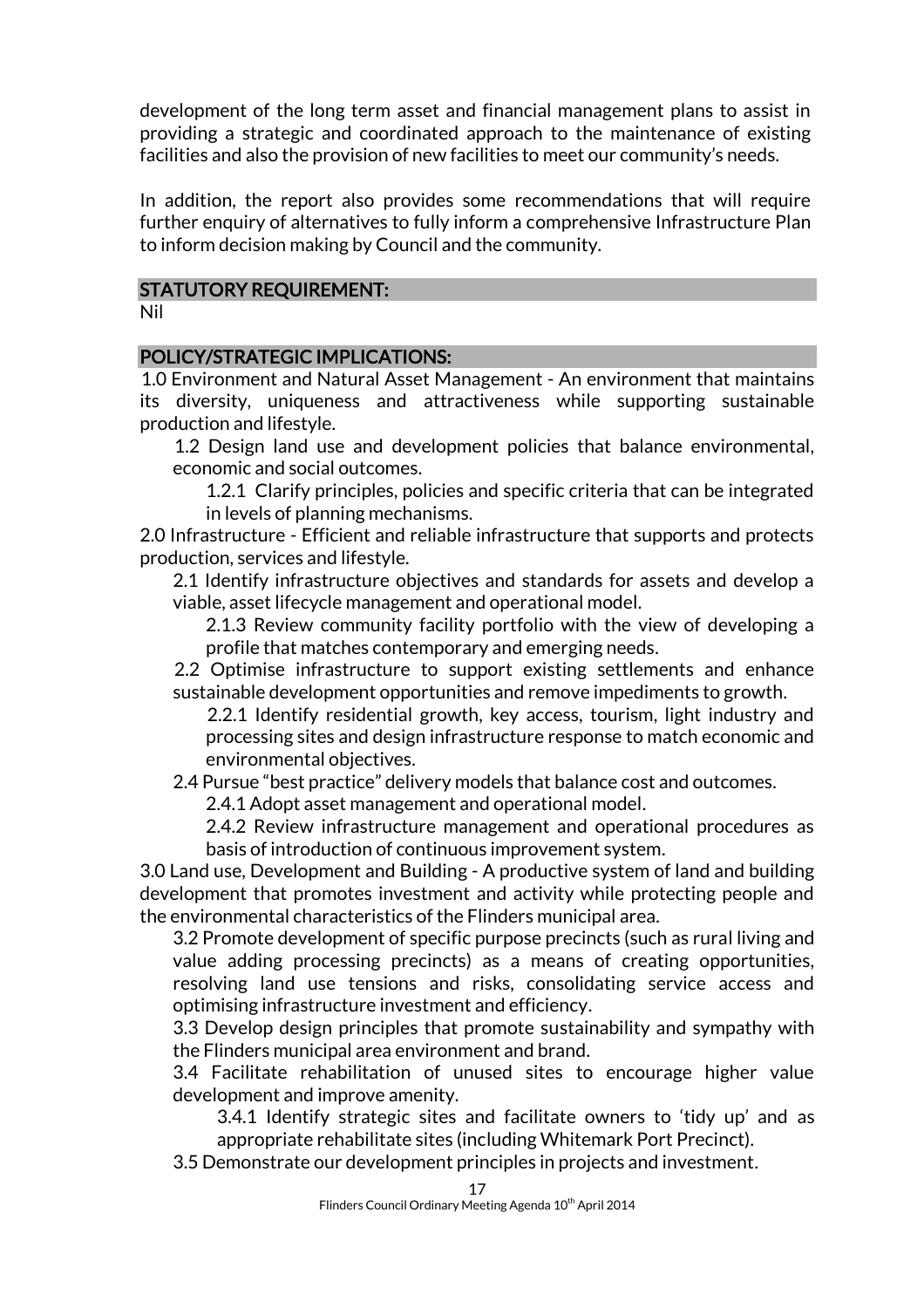development of the long term asset and financial management plans to assist in providing a strategic and coordinated approach to the maintenance of existing facilities and also the provision of new facilities to meet our community's needs.

In addition, the report also provides some recommendations that will require further enquiry of alternatives to fully inform a comprehensive Infrastructure Plan to inform decision making by Council and the community.

## STATUTORY REQUIREMENT:

Nil

## POLICY/STRATEGIC IMPLICATIONS:

1.0 Environment and Natural Asset Management - An environment that maintains its diversity, uniqueness and attractiveness while supporting sustainable production and lifestyle.

- 1.2 Design land use and development policies that balance environmental, economic and social outcomes.
  - 1.2.1 Clarify principles, policies and specific criteria that can be integrated in levels of planning mechanisms.

2.0 Infrastructure - Efficient and reliable infrastructure that supports and protects production, services and lifestyle.

- 2.1 Identify infrastructure objectives and standards for assets and develop a viable, asset lifecycle management and operational model.
  - 2.1.3 Review community facility portfolio with the view of developing a profile that matches contemporary and emerging needs.
- 2.2 Optimise infrastructure to support existing settlements and enhance sustainable development opportunities and remove impediments to growth.
  - 2.2.1 Identify residential growth, key access, tourism, light industry and processing sites and design infrastructure response to match economic and environmental objectives.
- 2.4 Pursue "best practice" delivery models that balance cost and outcomes.
  - 2.4.1 Adopt asset management and operational model.
  - 2.4.2 Review infrastructure management and operational procedures as basis of introduction of continuous improvement system.

3.0 Land use, Development and Building - A productive system of land and building development that promotes investment and activity while protecting people and the environmental characteristics of the Flinders municipal area.

- 3.2 Promote development of specific purpose precincts (such as rural living and value adding processing precincts) as a means of creating opportunities, resolving land use tensions and risks, consolidating service access and optimising infrastructure investment and efficiency.
- 3.3 Develop design principles that promote sustainability and sympathy with the Flinders municipal area environment and brand.
- 3.4 Facilitate rehabilitation of unused sites to encourage higher value development and improve amenity.
  - 3.4.1 Identify strategic sites and facilitate owners to 'tidy up' and as appropriate rehabilitate sites (including Whitemark Port Precinct).
- 3.5 Demonstrate our development principles in projects and investment.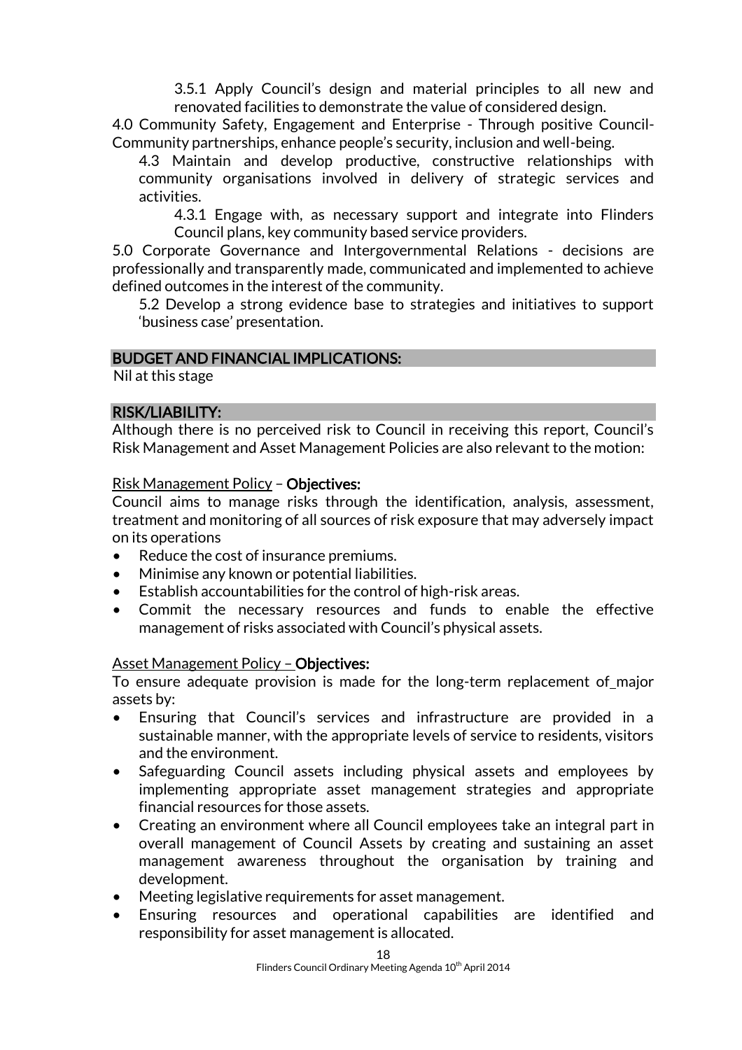3.5.1 Apply Council's design and material principles to all new and renovated facilities to demonstrate the value of considered design.

4.0 Community Safety, Engagement and Enterprise - Through positive Council-Community partnerships, enhance people's security, inclusion and well-being.

4.3 Maintain and develop productive, constructive relationships with community organisations involved in delivery of strategic services and activities.

4.3.1 Engage with, as necessary support and integrate into Flinders Council plans, key community based service providers.

5.0 Corporate Governance and Intergovernmental Relations - decisions are professionally and transparently made, communicated and implemented to achieve defined outcomes in the interest of the community.

5.2 Develop a strong evidence base to strategies and initiatives to support 'business case' presentation.

## BUDGET AND FINANCIAL IMPLICATIONS:

Nil at this stage

## RISK/LIABILITY:

Although there is no perceived risk to Council in receiving this report, Council's Risk Management and Asset Management Policies are also relevant to the motion:

Risk Management Policy – **Objectives:**

Council aims to manage risks through the identification, analysis, assessment, treatment and monitoring of all sources of risk exposure that may adversely impact on its operations

- Reduce the cost of insurance premiums.
- Minimise any known or potential liabilities.
- Establish accountabilities for the control of high-risk areas.
- Commit the necessary resources and funds to enable the effective management of risks associated with Council's physical assets.

Asset Management Policy – **Objectives:**

To ensure adequate provision is made for the long-term replacement of major assets by:

- Ensuring that Council's services and infrastructure are provided in a sustainable manner, with the appropriate levels of service to residents, visitors and the environment.
- Safeguarding Council assets including physical assets and employees by implementing appropriate asset management strategies and appropriate financial resources for those assets.
- Creating an environment where all Council employees take an integral part in overall management of Council Assets by creating and sustaining an asset management awareness throughout the organisation by training and development.
- Meeting legislative requirements for asset management.
- Ensuring resources and operational capabilities are identified and responsibility for asset management is allocated.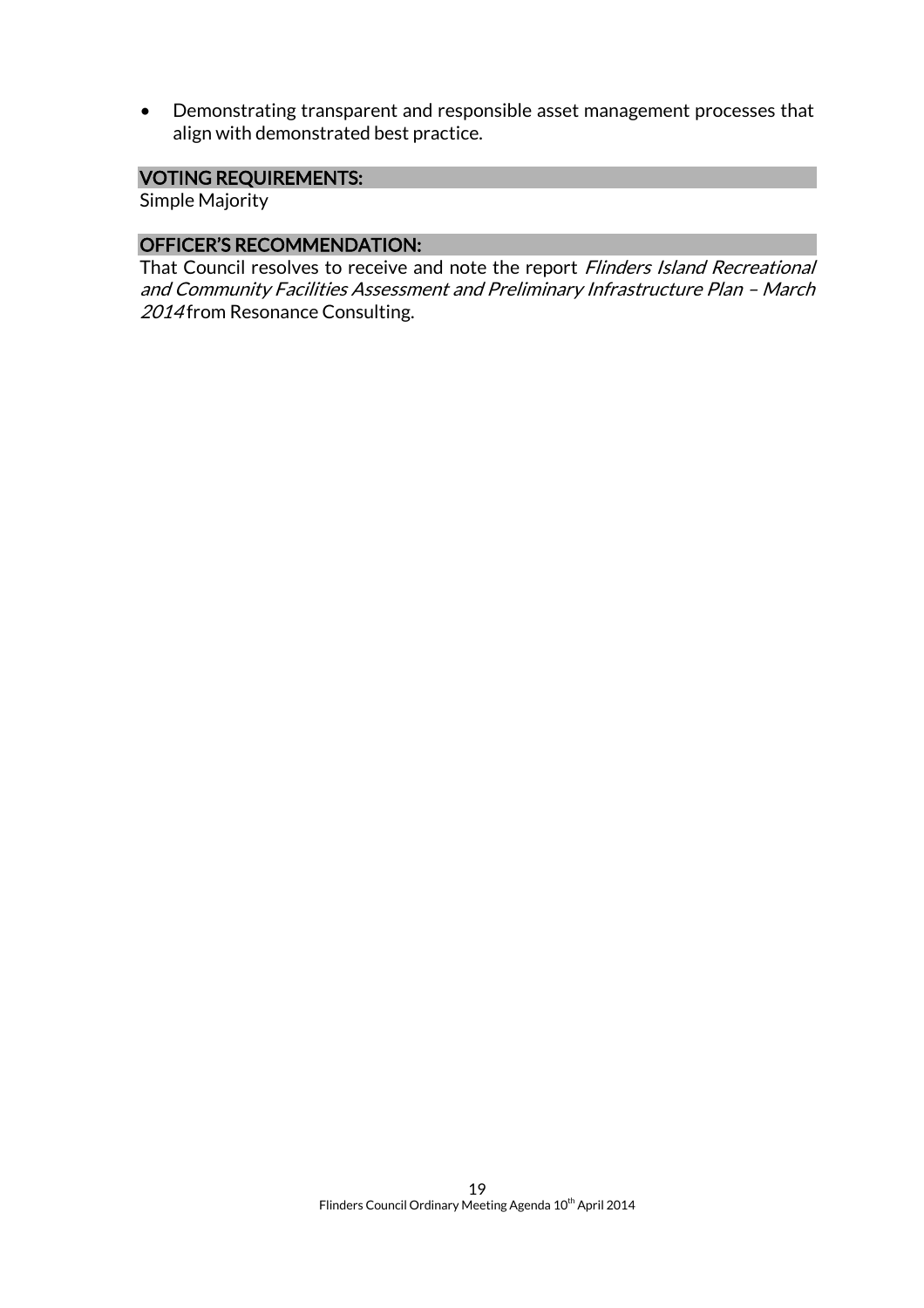- Demonstrating transparent and responsible asset management processes that align with demonstrated best practice.

## VOTING REQUIREMENTS:

Simple Majority

## OFFICER'S RECOMMENDATION:

That Council resolves to receive and note the report *Flinders Island Recreational and Community Facilities Assessment and Preliminary Infrastructure Plan – March 2014* from Resonance Consulting.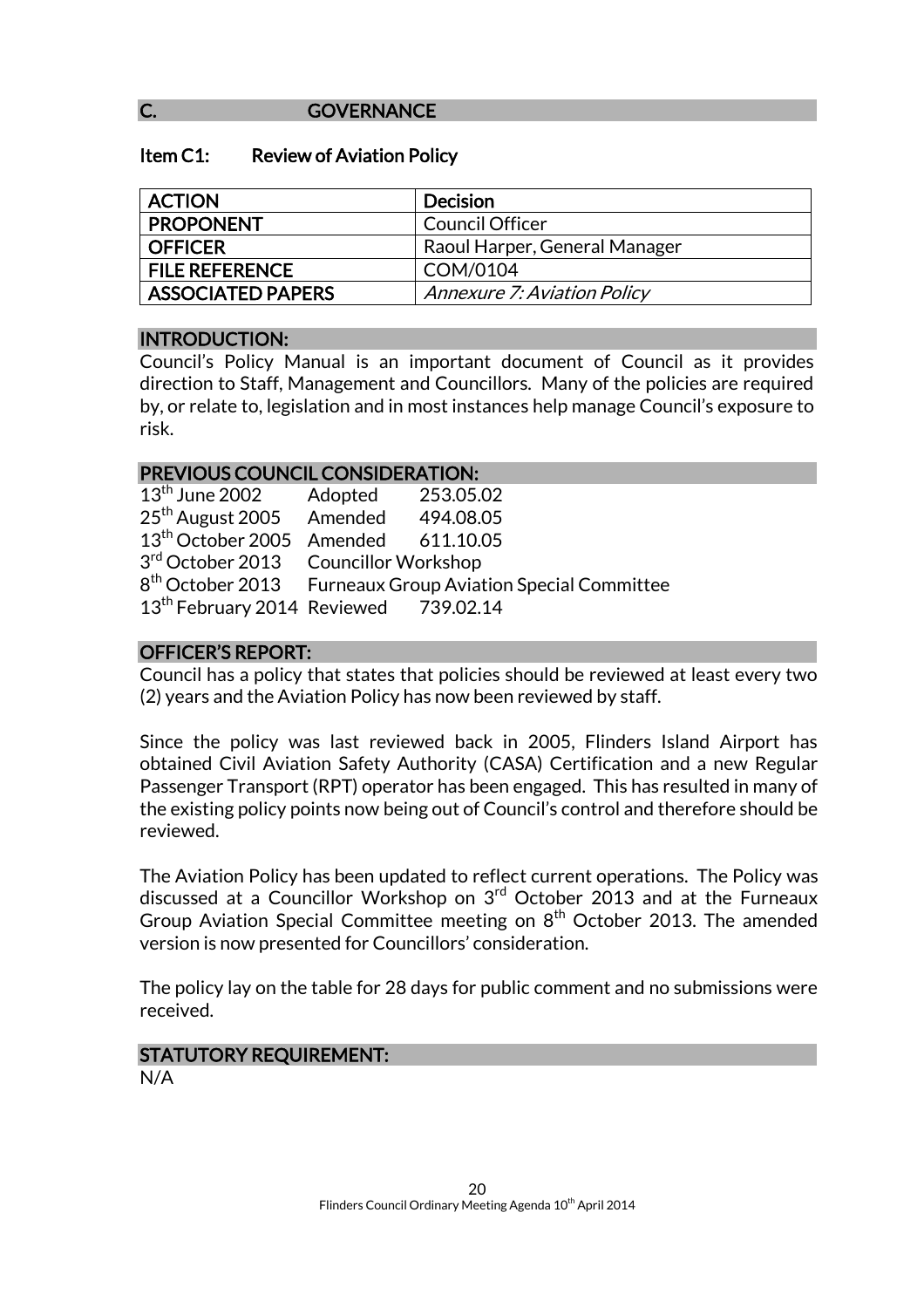## C. GOVERNANCE

### Item C1: Review of Aviation Policy

| ACTION | Decision |
|---|---|
| PROPONENT | Council Officer |
| OFFICER | Raoul Harper, General Manager |
| FILE REFERENCE | COM/0104 |
| ASSOCIATED PAPERS | *Annexure 7: Aviation Policy* |

#### INTRODUCTION:

Council's Policy Manual is an important document of Council as it provides direction to Staff, Management and Councillors. Many of the policies are required by, or relate to, legislation and in most instances help manage Council's exposure to risk.

#### PREVIOUS COUNCIL CONSIDERATION:

| | | |
|---|---|---|
| 13th June 2002 | Adopted | 253.05.02 |
| 25th August 2005 | Amended | 494.08.05 |
| 13th October 2005 | Amended | 611.10.05 |
| 3rd October 2013 | Councillor Workshop | |
| 8th October 2013 | Furneaux Group Aviation Special Committee | |
| 13th February 2014 | Reviewed | 739.02.14 |

#### OFFICER'S REPORT:

Council has a policy that states that policies should be reviewed at least every two (2) years and the Aviation Policy has now been reviewed by staff.

Since the policy was last reviewed back in 2005, Flinders Island Airport has obtained Civil Aviation Safety Authority (CASA) Certification and a new Regular Passenger Transport (RPT) operator has been engaged. This has resulted in many of the existing policy points now being out of Council's control and therefore should be reviewed.

The Aviation Policy has been updated to reflect current operations. The Policy was discussed at a Councillor Workshop on 3rd October 2013 and at the Furneaux Group Aviation Special Committee meeting on 8th October 2013. The amended version is now presented for Councillors' consideration.

The policy lay on the table for 28 days for public comment and no submissions were received.

#### STATUTORY REQUIREMENT:

N/A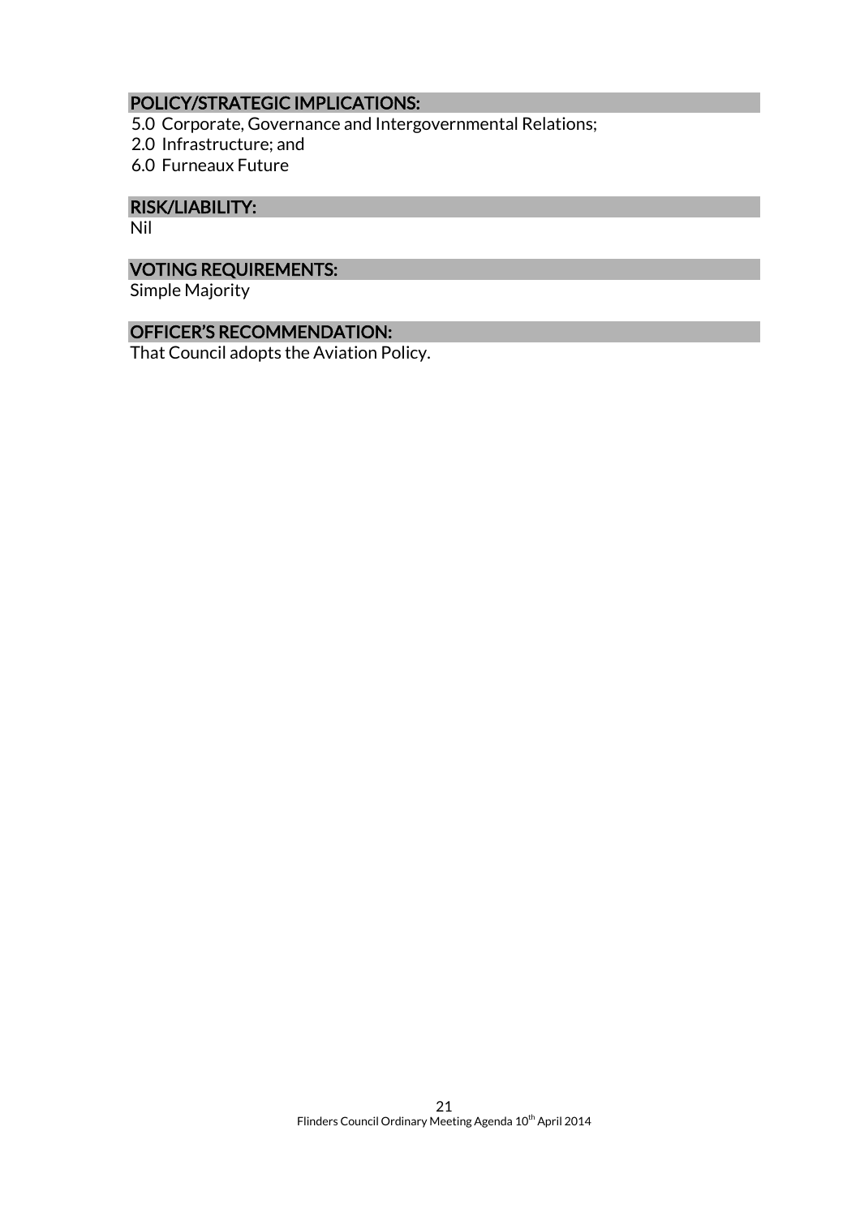## POLICY/STRATEGIC IMPLICATIONS:

5.0 Corporate, Governance and Intergovernmental Relations;
2.0 Infrastructure; and
6.0 Furneaux Future

## RISK/LIABILITY:

Nil

## VOTING REQUIREMENTS:

Simple Majority

## OFFICER'S RECOMMENDATION:

That Council adopts the Aviation Policy.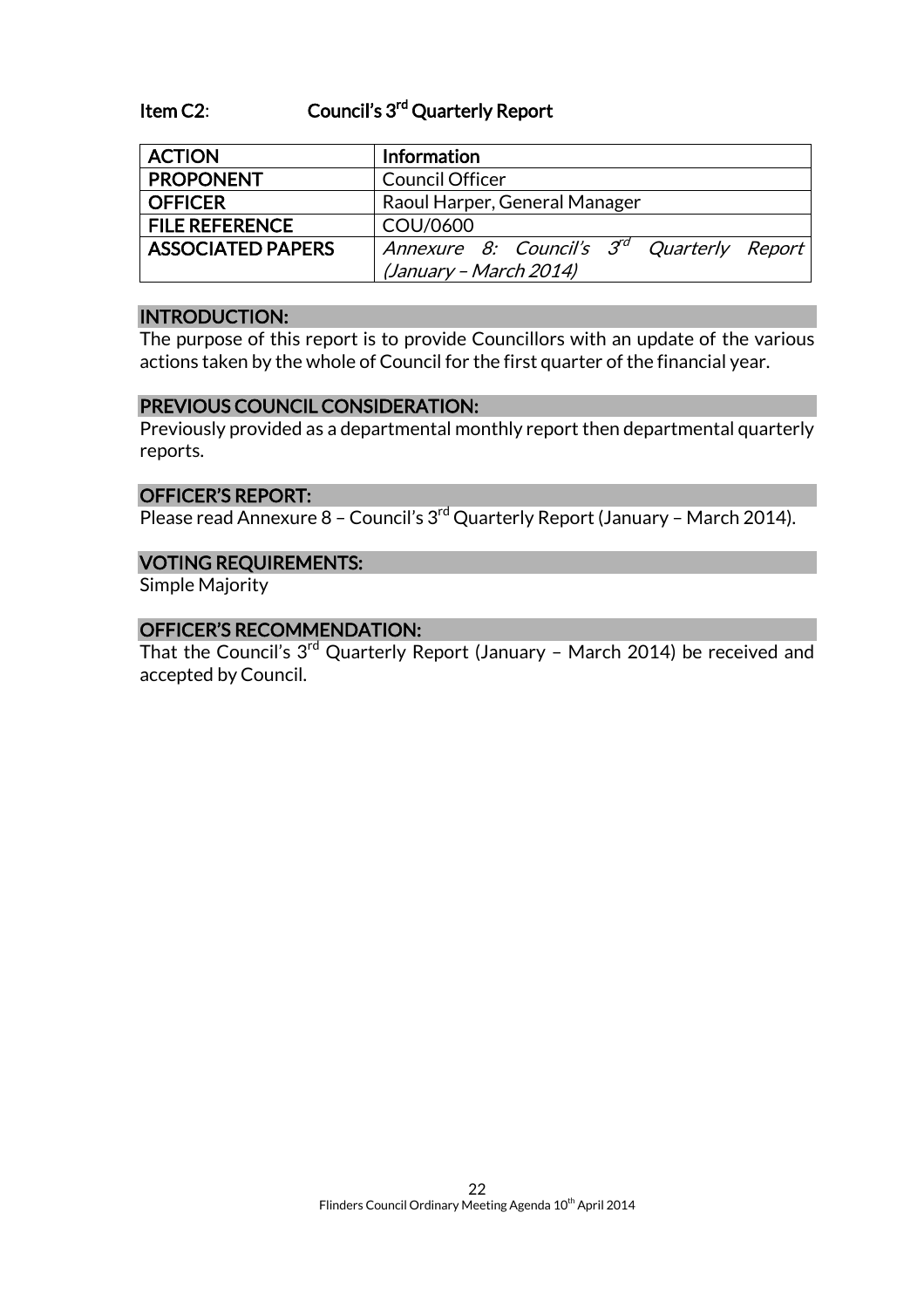## Item C2: Council's 3rd Quarterly Report

| ACTION | Information |
|---|---|
| PROPONENT | Council Officer |
| OFFICER | Raoul Harper, General Manager |
| FILE REFERENCE | COU/0600 |
| ASSOCIATED PAPERS | *Annexure 8: Council's 3rd Quarterly Report (January – March 2014)* |

### INTRODUCTION:

The purpose of this report is to provide Councillors with an update of the various actions taken by the whole of Council for the first quarter of the financial year.

### PREVIOUS COUNCIL CONSIDERATION:

Previously provided as a departmental monthly report then departmental quarterly reports.

### OFFICER'S REPORT:

Please read Annexure 8 – Council's 3rd Quarterly Report (January – March 2014).

### VOTING REQUIREMENTS:

Simple Majority

### OFFICER'S RECOMMENDATION:

That the Council's 3rd Quarterly Report (January – March 2014) be received and accepted by Council.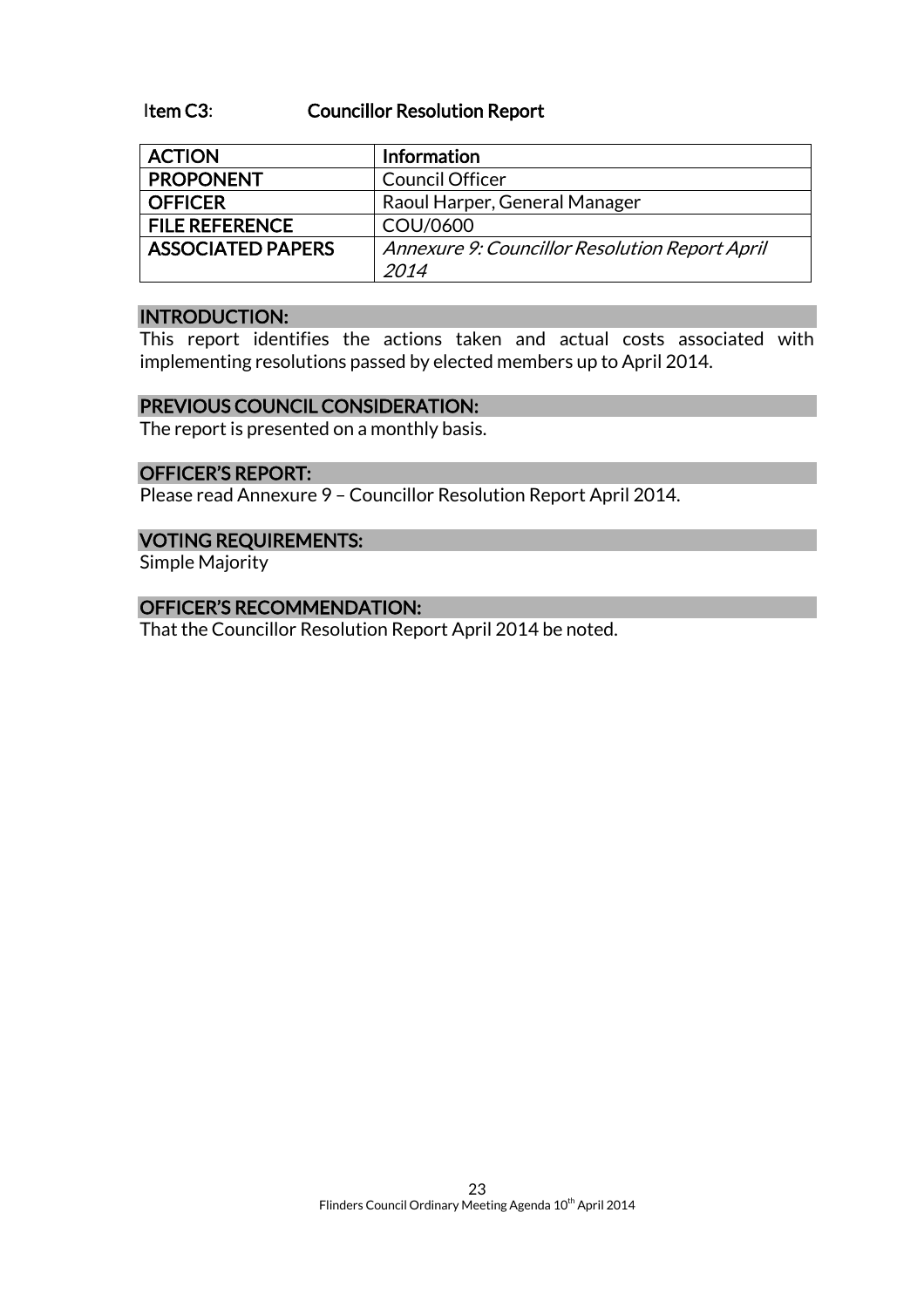## Item C3: Councillor Resolution Report

| **ACTION** | **Information** |
| --- | --- |
| **PROPONENT** | Council Officer |
| **OFFICER** | Raoul Harper, General Manager |
| **FILE REFERENCE** | COU/0600 |
| **ASSOCIATED PAPERS** | *Annexure 9: Councillor Resolution Report April 2014* |

### INTRODUCTION:

This report identifies the actions taken and actual costs associated with implementing resolutions passed by elected members up to April 2014.

### PREVIOUS COUNCIL CONSIDERATION:

The report is presented on a monthly basis.

### OFFICER'S REPORT:

Please read Annexure 9 – Councillor Resolution Report April 2014.

### VOTING REQUIREMENTS:

Simple Majority

### OFFICER'S RECOMMENDATION:

That the Councillor Resolution Report April 2014 be noted.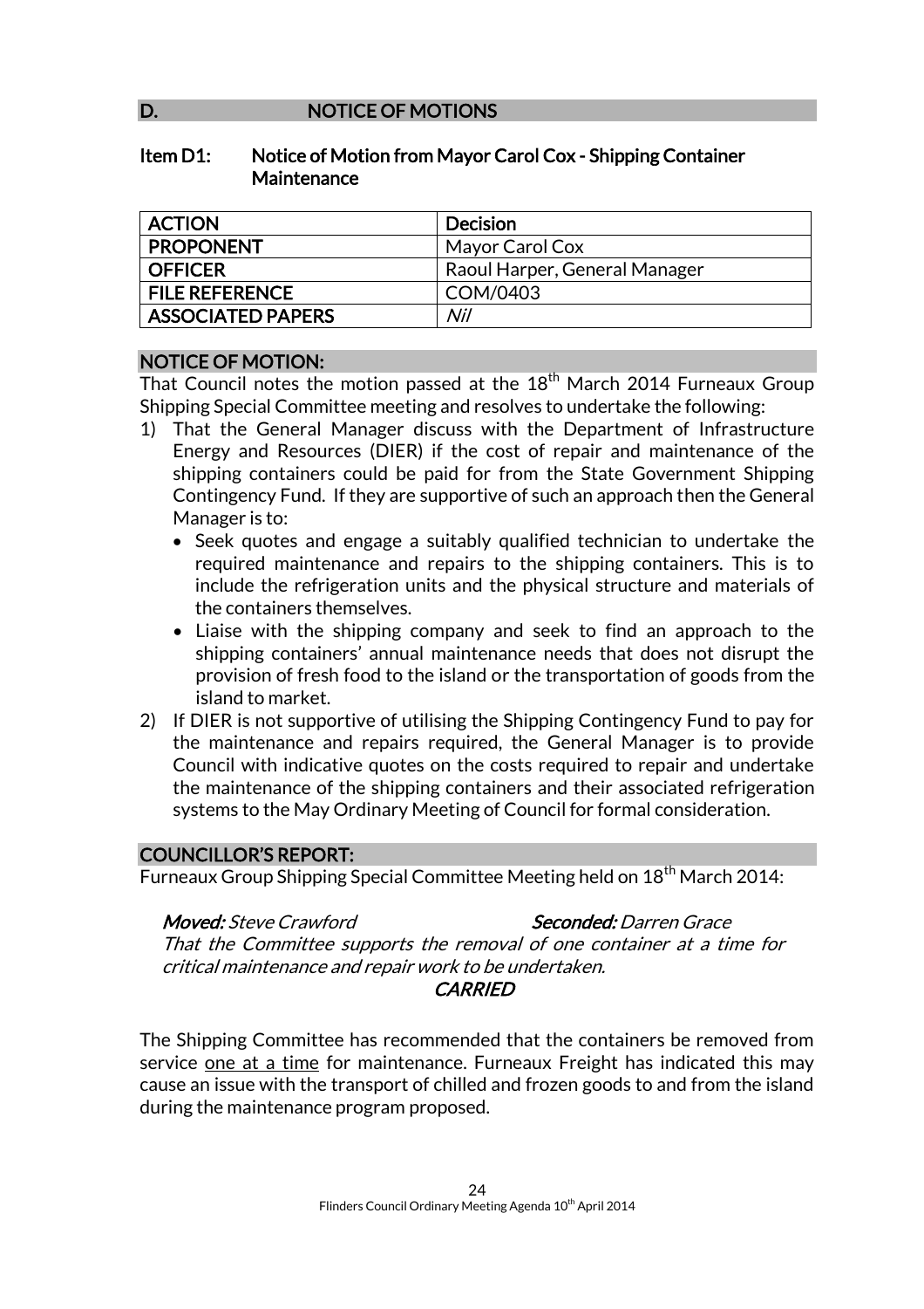## D. NOTICE OF MOTIONS

### Item D1: Notice of Motion from Mayor Carol Cox - Shipping Container Maintenance

| ACTION | Decision |
|---|---|
| PROPONENT | Mayor Carol Cox |
| OFFICER | Raoul Harper, General Manager |
| FILE REFERENCE | COM/0403 |
| ASSOCIATED PAPERS | *Nil* |

**NOTICE OF MOTION:**

That Council notes the motion passed at the 18th March 2014 Furneaux Group Shipping Special Committee meeting and resolves to undertake the following:

1) That the General Manager discuss with the Department of Infrastructure Energy and Resources (DIER) if the cost of repair and maintenance of the shipping containers could be paid for from the State Government Shipping Contingency Fund. If they are supportive of such an approach then the General Manager is to:
   - Seek quotes and engage a suitably qualified technician to undertake the required maintenance and repairs to the shipping containers. This is to include the refrigeration units and the physical structure and materials of the containers themselves.
   - Liaise with the shipping company and seek to find an approach to the shipping containers' annual maintenance needs that does not disrupt the provision of fresh food to the island or the transportation of goods from the island to market.
2) If DIER is not supportive of utilising the Shipping Contingency Fund to pay for the maintenance and repairs required, the General Manager is to provide Council with indicative quotes on the costs required to repair and undertake the maintenance of the shipping containers and their associated refrigeration systems to the May Ordinary Meeting of Council for formal consideration.

**COUNCILLOR'S REPORT:**

Furneaux Group Shipping Special Committee Meeting held on 18th March 2014:

> ***Moved:*** *Steve Crawford* ***Seconded:*** *Darren Grace*
>
> *That the Committee supports the removal of one container at a time for critical maintenance and repair work to be undertaken.*
>
> *CARRIED*

The Shipping Committee has recommended that the containers be removed from service one at a time for maintenance. Furneaux Freight has indicated this may cause an issue with the transport of chilled and frozen goods to and from the island during the maintenance program proposed.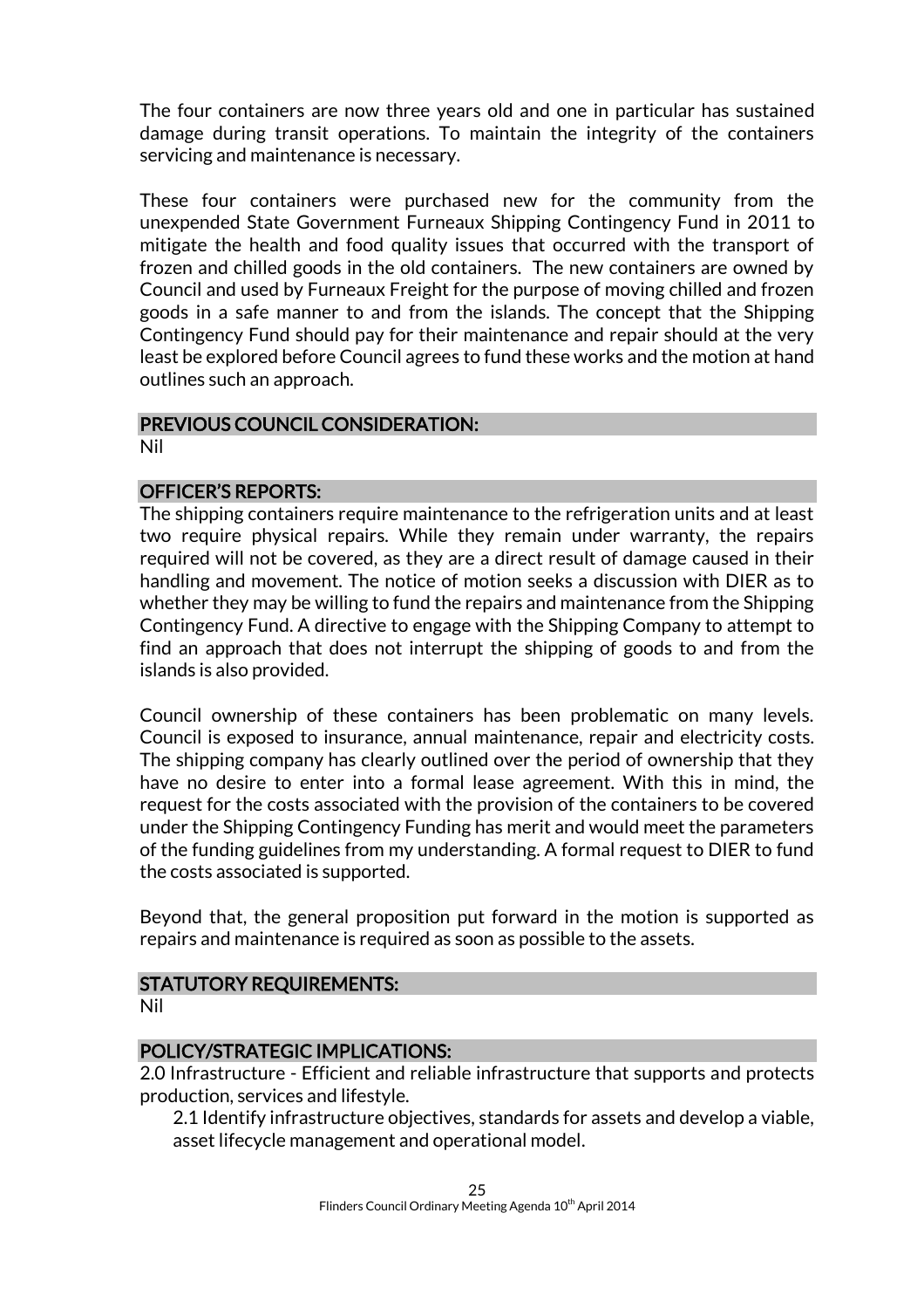The four containers are now three years old and one in particular has sustained damage during transit operations. To maintain the integrity of the containers servicing and maintenance is necessary.

These four containers were purchased new for the community from the unexpended State Government Furneaux Shipping Contingency Fund in 2011 to mitigate the health and food quality issues that occurred with the transport of frozen and chilled goods in the old containers. The new containers are owned by Council and used by Furneaux Freight for the purpose of moving chilled and frozen goods in a safe manner to and from the islands. The concept that the Shipping Contingency Fund should pay for their maintenance and repair should at the very least be explored before Council agrees to fund these works and the motion at hand outlines such an approach.

## PREVIOUS COUNCIL CONSIDERATION:

Nil

## OFFICER'S REPORTS:

The shipping containers require maintenance to the refrigeration units and at least two require physical repairs. While they remain under warranty, the repairs required will not be covered, as they are a direct result of damage caused in their handling and movement. The notice of motion seeks a discussion with DIER as to whether they may be willing to fund the repairs and maintenance from the Shipping Contingency Fund. A directive to engage with the Shipping Company to attempt to find an approach that does not interrupt the shipping of goods to and from the islands is also provided.

Council ownership of these containers has been problematic on many levels. Council is exposed to insurance, annual maintenance, repair and electricity costs. The shipping company has clearly outlined over the period of ownership that they have no desire to enter into a formal lease agreement. With this in mind, the request for the costs associated with the provision of the containers to be covered under the Shipping Contingency Funding has merit and would meet the parameters of the funding guidelines from my understanding. A formal request to DIER to fund the costs associated is supported.

Beyond that, the general proposition put forward in the motion is supported as repairs and maintenance is required as soon as possible to the assets.

## STATUTORY REQUIREMENTS:

Nil

## POLICY/STRATEGIC IMPLICATIONS:

2.0 Infrastructure - Efficient and reliable infrastructure that supports and protects production, services and lifestyle.

2.1 Identify infrastructure objectives, standards for assets and develop a viable, asset lifecycle management and operational model.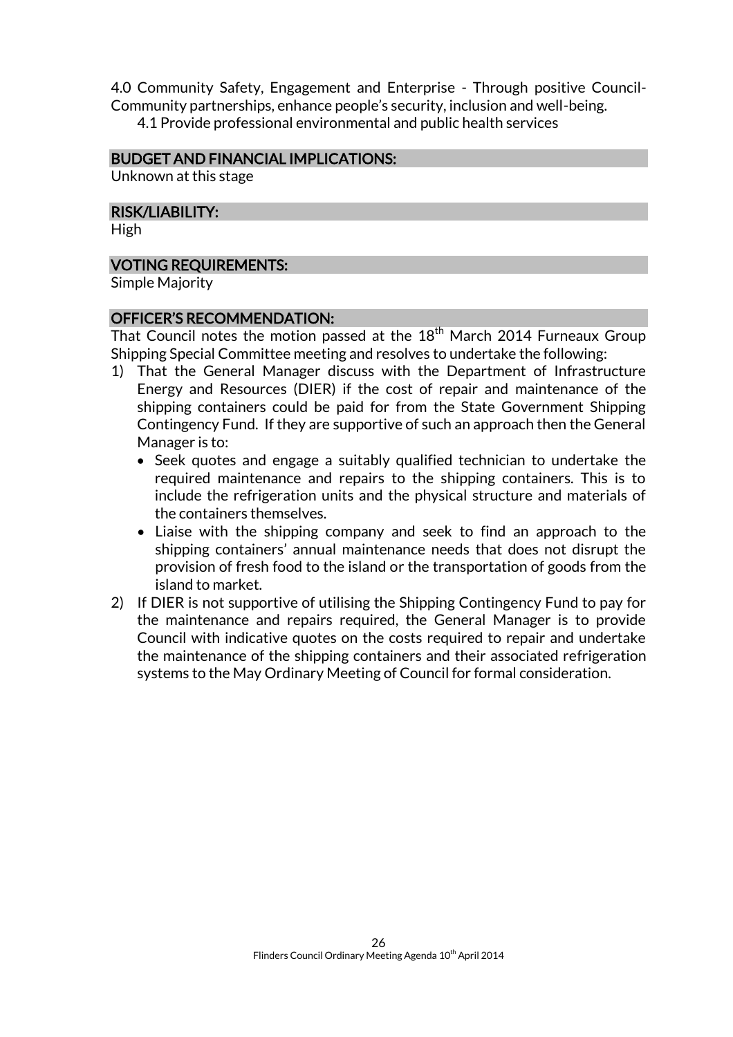4.0 Community Safety, Engagement and Enterprise - Through positive Council-Community partnerships, enhance people's security, inclusion and well-being.

4.1 Provide professional environmental and public health services

## BUDGET AND FINANCIAL IMPLICATIONS:

Unknown at this stage

## RISK/LIABILITY:

High

## VOTING REQUIREMENTS:

Simple Majority

## OFFICER'S RECOMMENDATION:

That Council notes the motion passed at the 18th March 2014 Furneaux Group Shipping Special Committee meeting and resolves to undertake the following:

1) That the General Manager discuss with the Department of Infrastructure Energy and Resources (DIER) if the cost of repair and maintenance of the shipping containers could be paid for from the State Government Shipping Contingency Fund. If they are supportive of such an approach then the General Manager is to:
   - Seek quotes and engage a suitably qualified technician to undertake the required maintenance and repairs to the shipping containers. This is to include the refrigeration units and the physical structure and materials of the containers themselves.
   - Liaise with the shipping company and seek to find an approach to the shipping containers' annual maintenance needs that does not disrupt the provision of fresh food to the island or the transportation of goods from the island to market.
2) If DIER is not supportive of utilising the Shipping Contingency Fund to pay for the maintenance and repairs required, the General Manager is to provide Council with indicative quotes on the costs required to repair and undertake the maintenance of the shipping containers and their associated refrigeration systems to the May Ordinary Meeting of Council for formal consideration.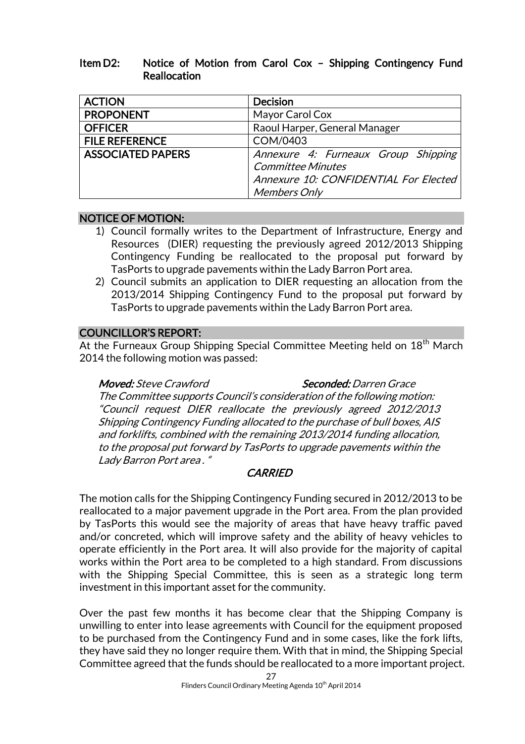**Item D2: Notice of Motion from Carol Cox – Shipping Contingency Fund Reallocation**

| ACTION | Decision |
|---|---|
| PROPONENT | Mayor Carol Cox |
| OFFICER | Raoul Harper, General Manager |
| FILE REFERENCE | COM/0403 |
| ASSOCIATED PAPERS | *Annexure 4: Furneaux Group Shipping Committee Minutes*<br>*Annexure 10: CONFIDENTIAL For Elected Members Only* |

## NOTICE OF MOTION:

1) Council formally writes to the Department of Infrastructure, Energy and Resources (DIER) requesting the previously agreed 2012/2013 Shipping Contingency Funding be reallocated to the proposal put forward by TasPorts to upgrade pavements within the Lady Barron Port area.
2) Council submits an application to DIER requesting an allocation from the 2013/2014 Shipping Contingency Fund to the proposal put forward by TasPorts to upgrade pavements within the Lady Barron Port area.

## COUNCILLOR'S REPORT:

At the Furneaux Group Shipping Special Committee Meeting held on 18th March 2014 the following motion was passed:

> ***Moved:*** *Steve Crawford* ***Seconded:*** *Darren Grace*
>
> *The Committee supports Council's consideration of the following motion: "Council request DIER reallocate the previously agreed 2012/2013 Shipping Contingency Funding allocated to the purchase of bull boxes, AIS and forklifts, combined with the remaining 2013/2014 funding allocation, to the proposal put forward by TasPorts to upgrade pavements within the Lady Barron Port area . "*
>
> ***CARRIED***

The motion calls for the Shipping Contingency Funding secured in 2012/2013 to be reallocated to a major pavement upgrade in the Port area. From the plan provided by TasPorts this would see the majority of areas that have heavy traffic paved and/or concreted, which will improve safety and the ability of heavy vehicles to operate efficiently in the Port area. It will also provide for the majority of capital works within the Port area to be completed to a high standard. From discussions with the Shipping Special Committee, this is seen as a strategic long term investment in this important asset for the community.

Over the past few months it has become clear that the Shipping Company is unwilling to enter into lease agreements with Council for the equipment proposed to be purchased from the Contingency Fund and in some cases, like the fork lifts, they have said they no longer require them. With that in mind, the Shipping Special Committee agreed that the funds should be reallocated to a more important project.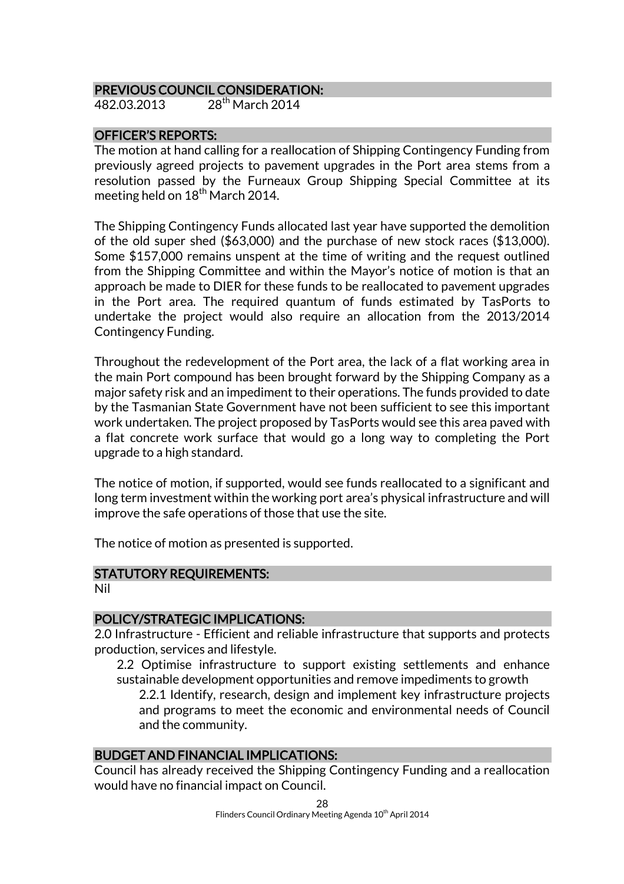## PREVIOUS COUNCIL CONSIDERATION:

482.03.2013 28th March 2014

## OFFICER'S REPORTS:

The motion at hand calling for a reallocation of Shipping Contingency Funding from previously agreed projects to pavement upgrades in the Port area stems from a resolution passed by the Furneaux Group Shipping Special Committee at its meeting held on 18th March 2014.

The Shipping Contingency Funds allocated last year have supported the demolition of the old super shed ($63,000) and the purchase of new stock races ($13,000). Some $157,000 remains unspent at the time of writing and the request outlined from the Shipping Committee and within the Mayor's notice of motion is that an approach be made to DIER for these funds to be reallocated to pavement upgrades in the Port area. The required quantum of funds estimated by TasPorts to undertake the project would also require an allocation from the 2013/2014 Contingency Funding.

Throughout the redevelopment of the Port area, the lack of a flat working area in the main Port compound has been brought forward by the Shipping Company as a major safety risk and an impediment to their operations. The funds provided to date by the Tasmanian State Government have not been sufficient to see this important work undertaken. The project proposed by TasPorts would see this area paved with a flat concrete work surface that would go a long way to completing the Port upgrade to a high standard.

The notice of motion, if supported, would see funds reallocated to a significant and long term investment within the working port area's physical infrastructure and will improve the safe operations of those that use the site.

The notice of motion as presented is supported.

## STATUTORY REQUIREMENTS:

Nil

## POLICY/STRATEGIC IMPLICATIONS:

2.0 Infrastructure - Efficient and reliable infrastructure that supports and protects production, services and lifestyle.

- 2.2 Optimise infrastructure to support existing settlements and enhance sustainable development opportunities and remove impediments to growth
  - 2.2.1 Identify, research, design and implement key infrastructure projects and programs to meet the economic and environmental needs of Council and the community.

## BUDGET AND FINANCIAL IMPLICATIONS:

Council has already received the Shipping Contingency Funding and a reallocation would have no financial impact on Council.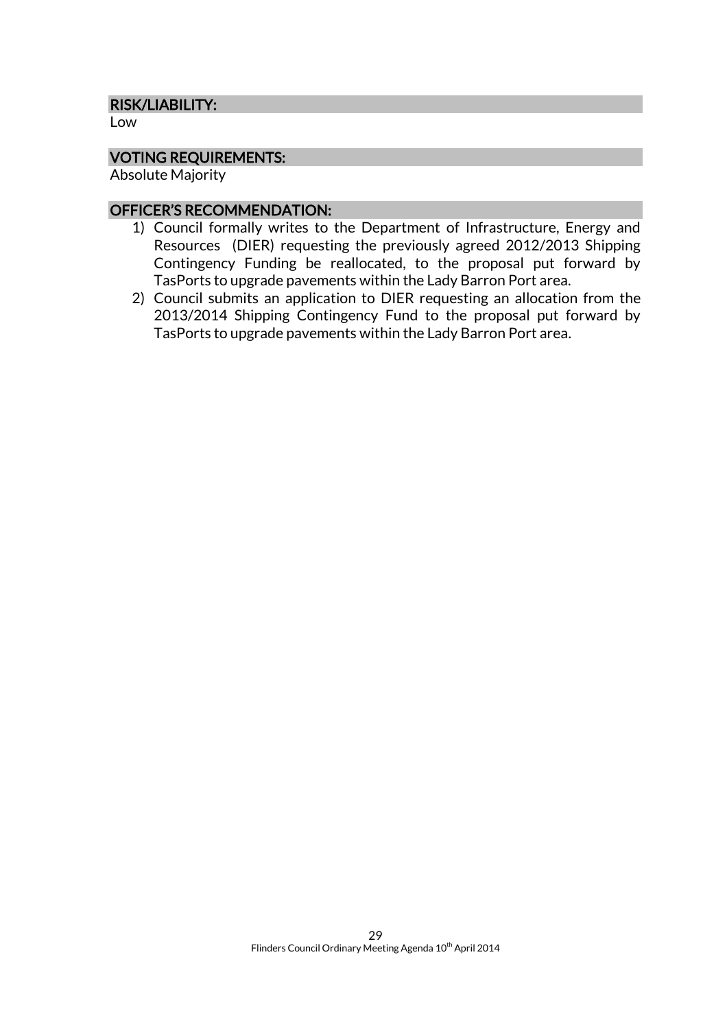## RISK/LIABILITY:

Low

## VOTING REQUIREMENTS:

Absolute Majority

## OFFICER'S RECOMMENDATION:

1) Council formally writes to the Department of Infrastructure, Energy and Resources (DIER) requesting the previously agreed 2012/2013 Shipping Contingency Funding be reallocated, to the proposal put forward by TasPorts to upgrade pavements within the Lady Barron Port area.
2) Council submits an application to DIER requesting an allocation from the 2013/2014 Shipping Contingency Fund to the proposal put forward by TasPorts to upgrade pavements within the Lady Barron Port area.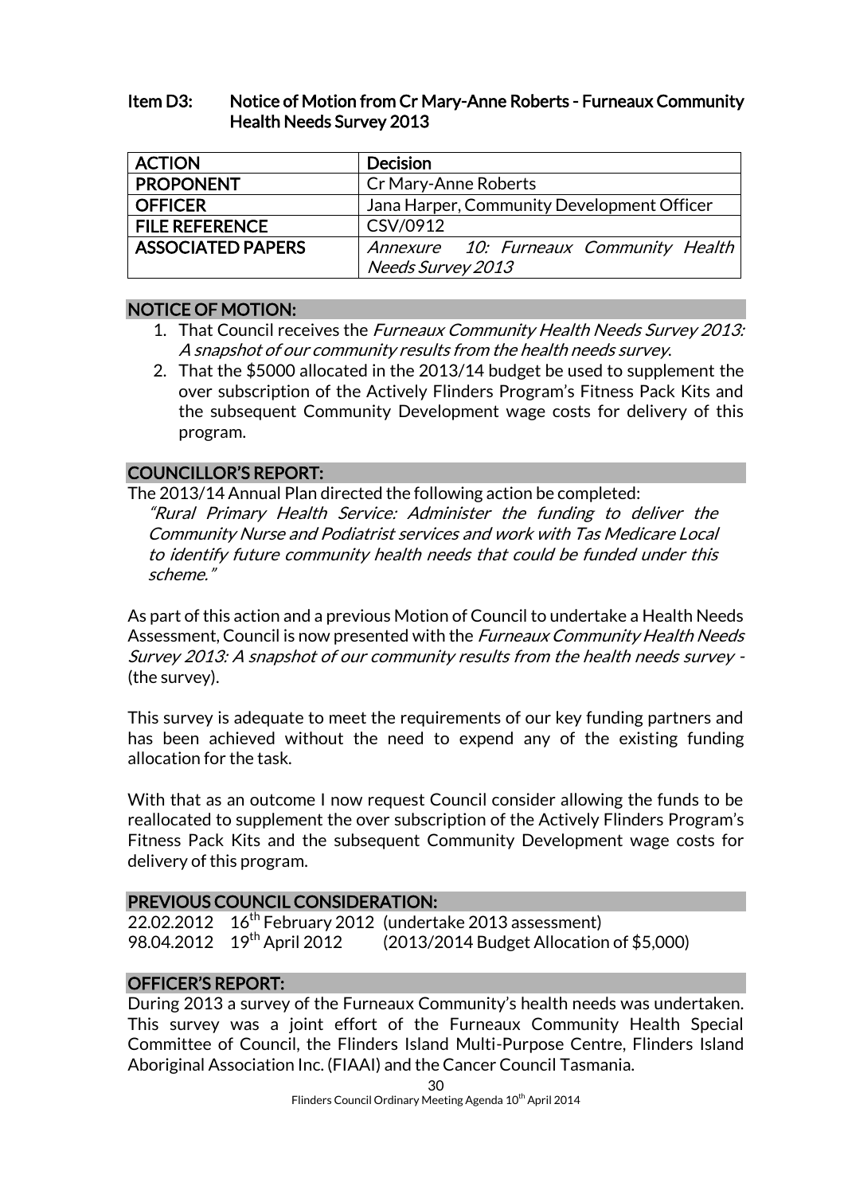## Item D3: Notice of Motion from Cr Mary-Anne Roberts - Furneaux Community Health Needs Survey 2013

| ACTION | Decision |
|---|---|
| PROPONENT | Cr Mary-Anne Roberts |
| OFFICER | Jana Harper, Community Development Officer |
| FILE REFERENCE | CSV/0912 |
| ASSOCIATED PAPERS | *Annexure 10: Furneaux Community Health Needs Survey 2013* |

### NOTICE OF MOTION:

1. That Council receives the *Furneaux Community Health Needs Survey 2013: A snapshot of our community results from the health needs survey*.
2. That the $5000 allocated in the 2013/14 budget be used to supplement the over subscription of the Actively Flinders Program's Fitness Pack Kits and the subsequent Community Development wage costs for delivery of this program.

### COUNCILLOR'S REPORT:

The 2013/14 Annual Plan directed the following action be completed:

*"Rural Primary Health Service: Administer the funding to deliver the Community Nurse and Podiatrist services and work with Tas Medicare Local to identify future community health needs that could be funded under this scheme."*

As part of this action and a previous Motion of Council to undertake a Health Needs Assessment, Council is now presented with the *Furneaux Community Health Needs Survey 2013: A snapshot of our community results from the health needs survey* - (the survey).

This survey is adequate to meet the requirements of our key funding partners and has been achieved without the need to expend any of the existing funding allocation for the task.

With that as an outcome I now request Council consider allowing the funds to be reallocated to supplement the over subscription of the Actively Flinders Program's Fitness Pack Kits and the subsequent Community Development wage costs for delivery of this program.

### PREVIOUS COUNCIL CONSIDERATION:

22.02.2012 16th February 2012 (undertake 2013 assessment)
98.04.2012 19th April 2012 (2013/2014 Budget Allocation of $5,000)

### OFFICER'S REPORT:

During 2013 a survey of the Furneaux Community's health needs was undertaken. This survey was a joint effort of the Furneaux Community Health Special Committee of Council, the Flinders Island Multi-Purpose Centre, Flinders Island Aboriginal Association Inc. (FIAAI) and the Cancer Council Tasmania.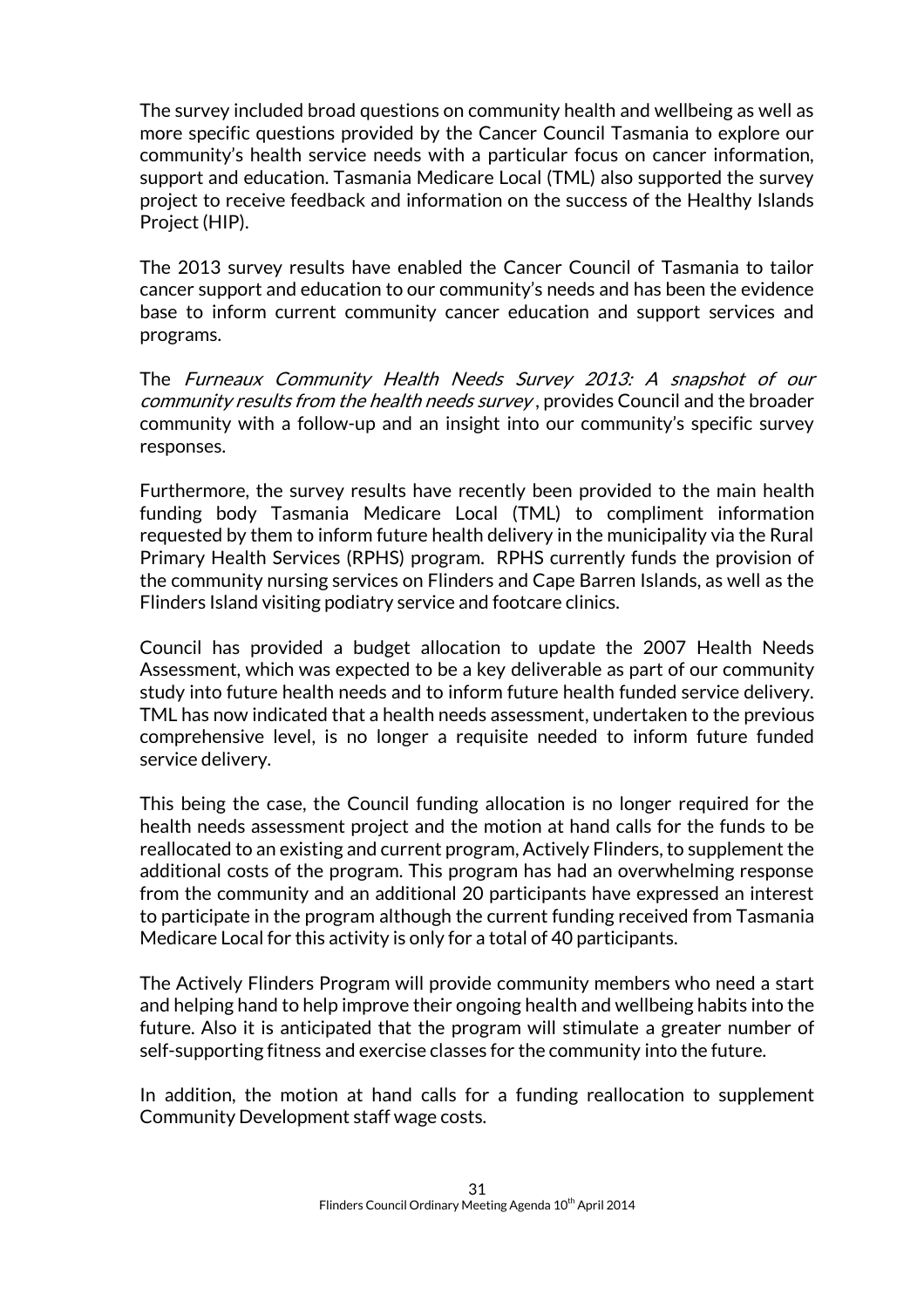The survey included broad questions on community health and wellbeing as well as more specific questions provided by the Cancer Council Tasmania to explore our community's health service needs with a particular focus on cancer information, support and education. Tasmania Medicare Local (TML) also supported the survey project to receive feedback and information on the success of the Healthy Islands Project (HIP).

The 2013 survey results have enabled the Cancer Council of Tasmania to tailor cancer support and education to our community's needs and has been the evidence base to inform current community cancer education and support services and programs.

The *Furneaux Community Health Needs Survey 2013: A snapshot of our community results from the health needs survey*, provides Council and the broader community with a follow-up and an insight into our community's specific survey responses.

Furthermore, the survey results have recently been provided to the main health funding body Tasmania Medicare Local (TML) to compliment information requested by them to inform future health delivery in the municipality via the Rural Primary Health Services (RPHS) program. RPHS currently funds the provision of the community nursing services on Flinders and Cape Barren Islands, as well as the Flinders Island visiting podiatry service and footcare clinics.

Council has provided a budget allocation to update the 2007 Health Needs Assessment, which was expected to be a key deliverable as part of our community study into future health needs and to inform future health funded service delivery. TML has now indicated that a health needs assessment, undertaken to the previous comprehensive level, is no longer a requisite needed to inform future funded service delivery.

This being the case, the Council funding allocation is no longer required for the health needs assessment project and the motion at hand calls for the funds to be reallocated to an existing and current program, Actively Flinders, to supplement the additional costs of the program. This program has had an overwhelming response from the community and an additional 20 participants have expressed an interest to participate in the program although the current funding received from Tasmania Medicare Local for this activity is only for a total of 40 participants.

The Actively Flinders Program will provide community members who need a start and helping hand to help improve their ongoing health and wellbeing habits into the future. Also it is anticipated that the program will stimulate a greater number of self-supporting fitness and exercise classes for the community into the future.

In addition, the motion at hand calls for a funding reallocation to supplement Community Development staff wage costs.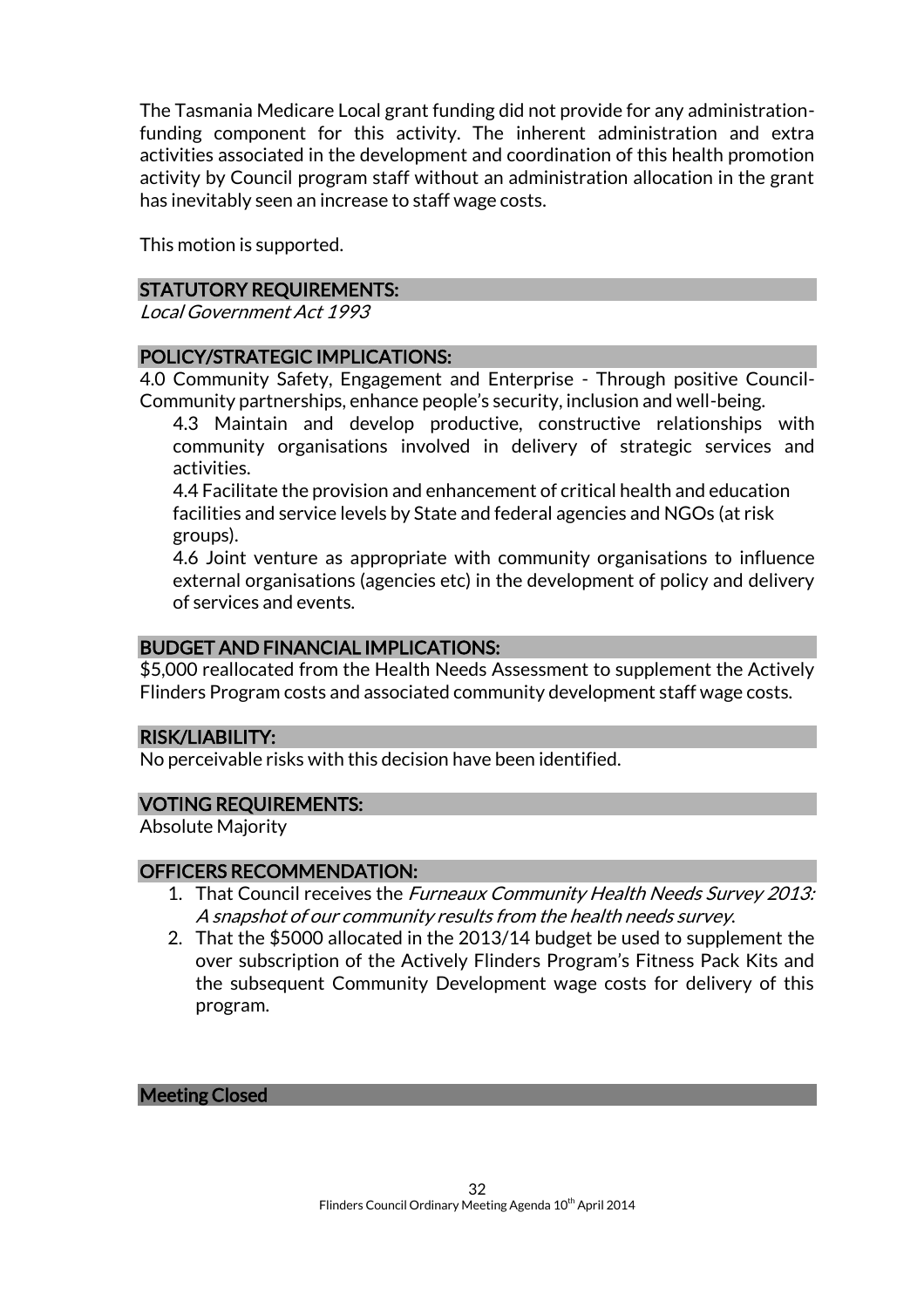The Tasmania Medicare Local grant funding did not provide for any administration-funding component for this activity. The inherent administration and extra activities associated in the development and coordination of this health promotion activity by Council program staff without an administration allocation in the grant has inevitably seen an increase to staff wage costs.

This motion is supported.

## STATUTORY REQUIREMENTS:

*Local Government Act 1993*

## POLICY/STRATEGIC IMPLICATIONS:

4.0 Community Safety, Engagement and Enterprise - Through positive Council-Community partnerships, enhance people's security, inclusion and well-being.

4.3 Maintain and develop productive, constructive relationships with community organisations involved in delivery of strategic services and activities.

4.4 Facilitate the provision and enhancement of critical health and education facilities and service levels by State and federal agencies and NGOs (at risk groups).

4.6 Joint venture as appropriate with community organisations to influence external organisations (agencies etc) in the development of policy and delivery of services and events.

## BUDGET AND FINANCIAL IMPLICATIONS:

$5,000 reallocated from the Health Needs Assessment to supplement the Actively Flinders Program costs and associated community development staff wage costs.

## RISK/LIABILITY:

No perceivable risks with this decision have been identified.

## VOTING REQUIREMENTS:

Absolute Majority

## OFFICERS RECOMMENDATION:

1. That Council receives the *Furneaux Community Health Needs Survey 2013: A snapshot of our community results from the health needs survey*.
2. That the $5000 allocated in the 2013/14 budget be used to supplement the over subscription of the Actively Flinders Program's Fitness Pack Kits and the subsequent Community Development wage costs for delivery of this program.

## Meeting Closed